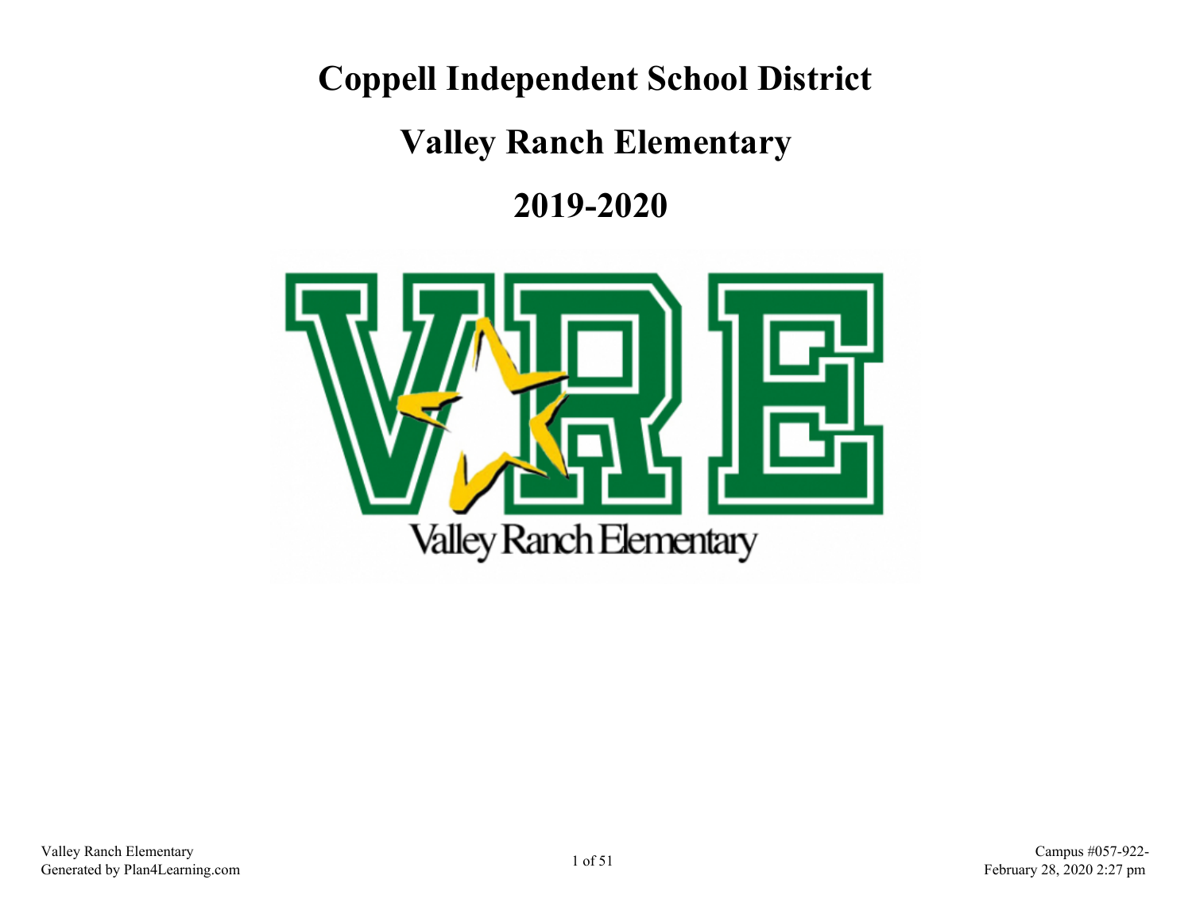# Coppell Independent School District

# Valley Ranch Elementary

# 2019-2020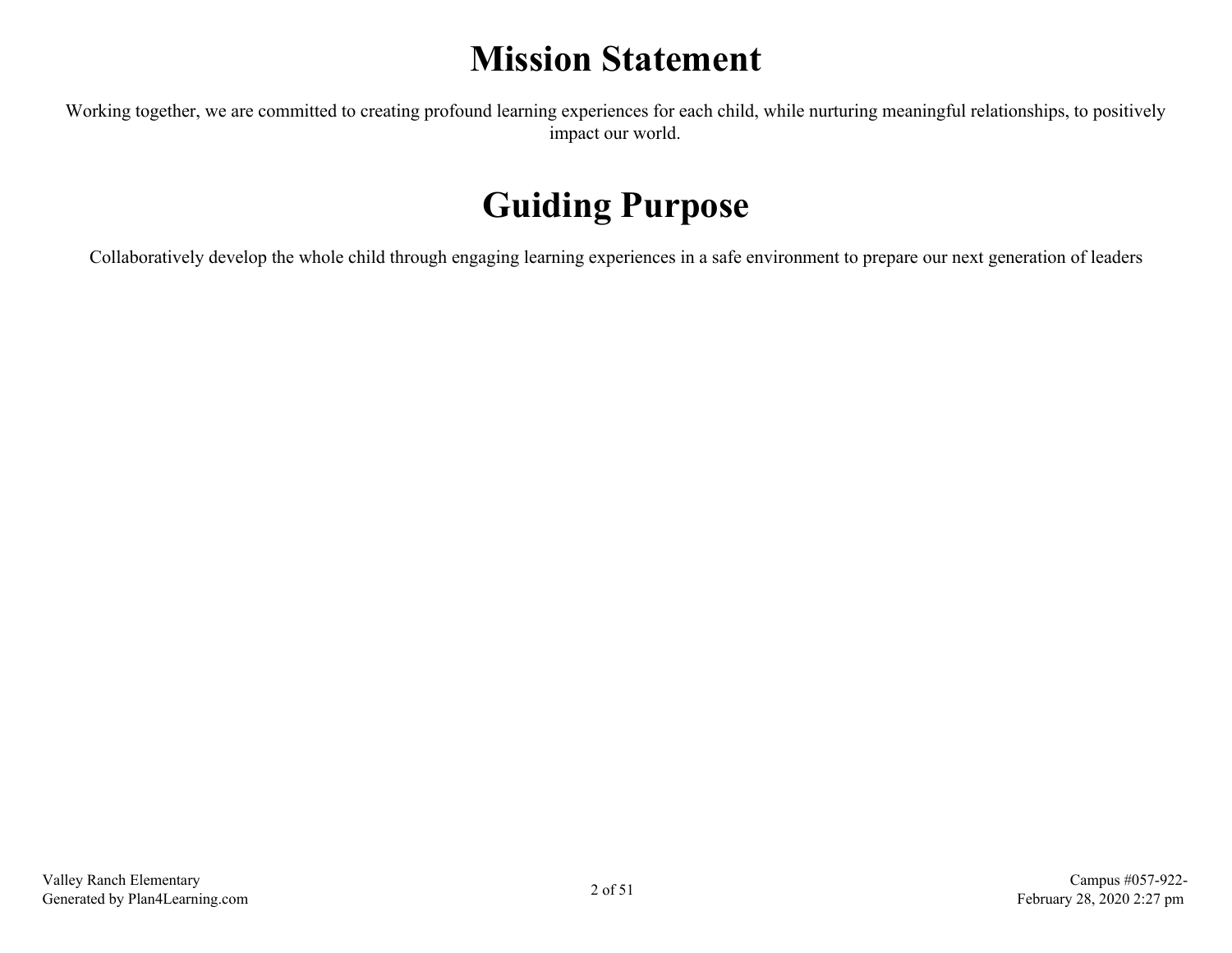# Mission Statement

Working together, we are committed to creating profound learning experiences for each child, while nurturing meaningful relationships, to positively impact our world.

# Guiding Purpose

Collaboratively develop the whole child through engaging learning experiences in a safe environment to prepare our next generation of leaders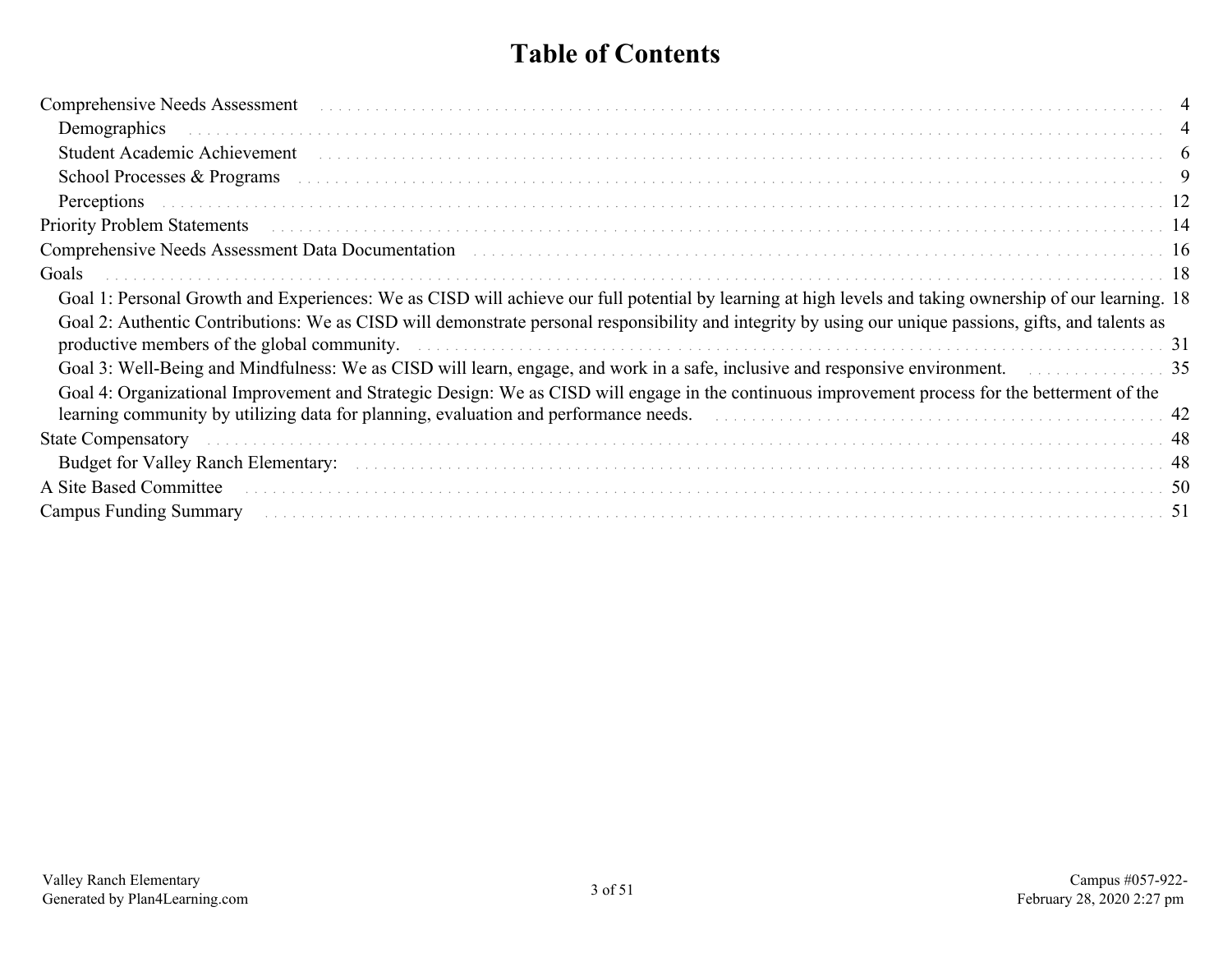# Table of Contents

- Comprehensive Needs Assessment ... 4
  - Demographics ... 4
  - Student Academic Achievement ... 6
  - School Processes & Programs ... 9
  - Perceptions ... 12
- Priority Problem Statements ... 14
- Comprehensive Needs Assessment Data Documentation ... 16
- Goals ... 18
  - Goal 1: Personal Growth and Experiences: We as CISD will achieve our full potential by learning at high levels and taking ownership of our learning. 18
  - Goal 2: Authentic Contributions: We as CISD will demonstrate personal responsibility and integrity by using our unique passions, gifts, and talents as productive members of the global community. ... 31
  - Goal 3: Well-Being and Mindfulness: We as CISD will learn, engage, and work in a safe, inclusive and responsive environment. ... 35
  - Goal 4: Organizational Improvement and Strategic Design: We as CISD will engage in the continuous improvement process for the betterment of the learning community by utilizing data for planning, evaluation and performance needs. ... 42
- State Compensatory ... 48
  - Budget for Valley Ranch Elementary: ... 48
- A Site Based Committee ... 50
- Campus Funding Summary ... 51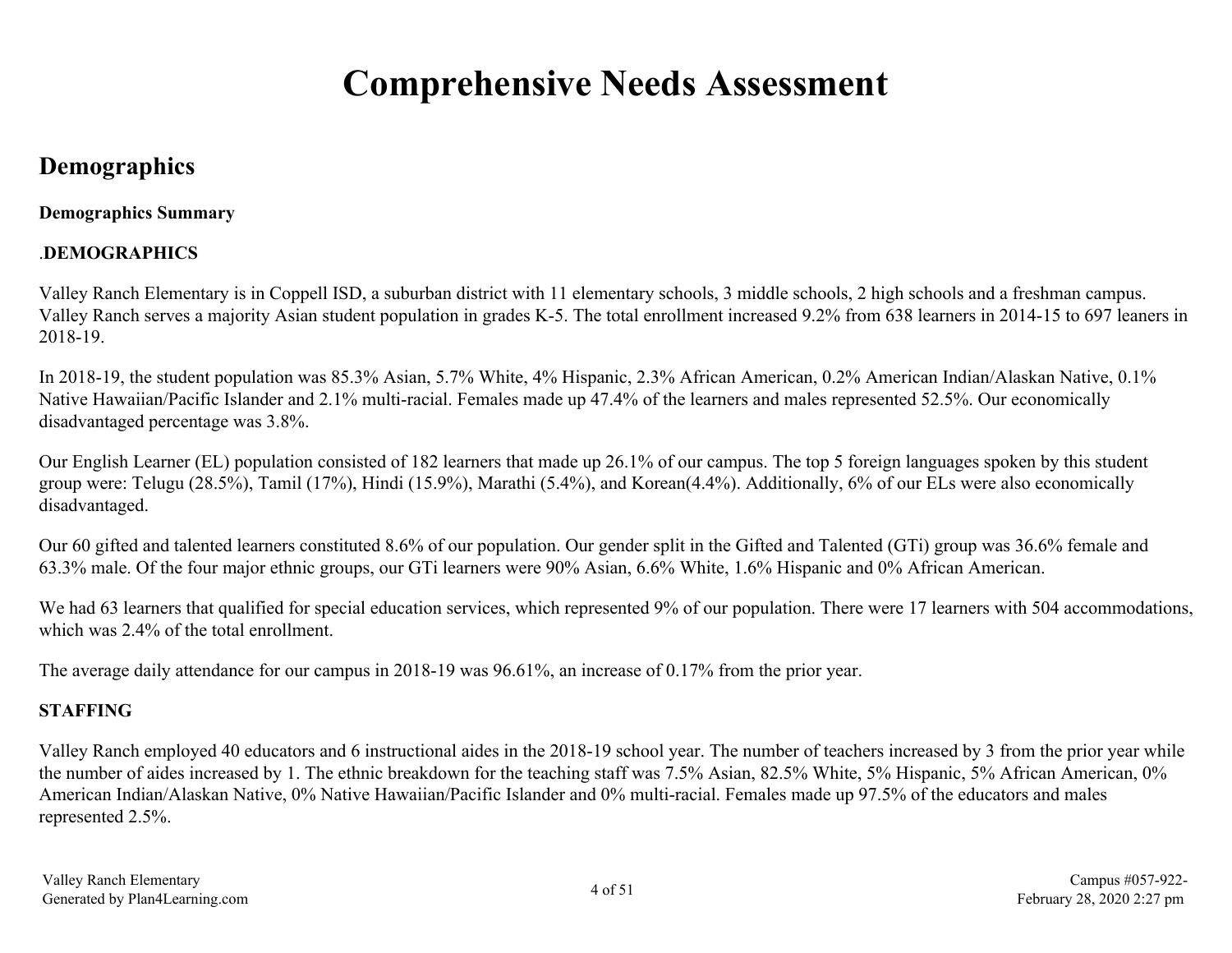# Comprehensive Needs Assessment

## Demographics

**Demographics Summary**

.**DEMOGRAPHICS**

Valley Ranch Elementary is in Coppell ISD, a suburban district with 11 elementary schools, 3 middle schools, 2 high schools and a freshman campus. Valley Ranch serves a majority Asian student population in grades K-5. The total enrollment increased 9.2% from 638 learners in 2014-15 to 697 leaners in 2018-19.

In 2018-19, the student population was 85.3% Asian, 5.7% White, 4% Hispanic, 2.3% African American, 0.2% American Indian/Alaskan Native, 0.1% Native Hawaiian/Pacific Islander and 2.1% multi-racial. Females made up 47.4% of the learners and males represented 52.5%. Our economically disadvantaged percentage was 3.8%.

Our English Learner (EL) population consisted of 182 learners that made up 26.1% of our campus. The top 5 foreign languages spoken by this student group were: Telugu (28.5%), Tamil (17%), Hindi (15.9%), Marathi (5.4%), and Korean(4.4%). Additionally, 6% of our ELs were also economically disadvantaged.

Our 60 gifted and talented learners constituted 8.6% of our population. Our gender split in the Gifted and Talented (GTi) group was 36.6% female and 63.3% male. Of the four major ethnic groups, our GTi learners were 90% Asian, 6.6% White, 1.6% Hispanic and 0% African American.

We had 63 learners that qualified for special education services, which represented 9% of our population. There were 17 learners with 504 accommodations, which was 2.4% of the total enrollment.

The average daily attendance for our campus in 2018-19 was 96.61%, an increase of 0.17% from the prior year.

**STAFFING**

Valley Ranch employed 40 educators and 6 instructional aides in the 2018-19 school year. The number of teachers increased by 3 from the prior year while the number of aides increased by 1. The ethnic breakdown for the teaching staff was 7.5% Asian, 82.5% White, 5% Hispanic, 5% African American, 0% American Indian/Alaskan Native, 0% Native Hawaiian/Pacific Islander and 0% multi-racial. Females made up 97.5% of the educators and males represented 2.5%.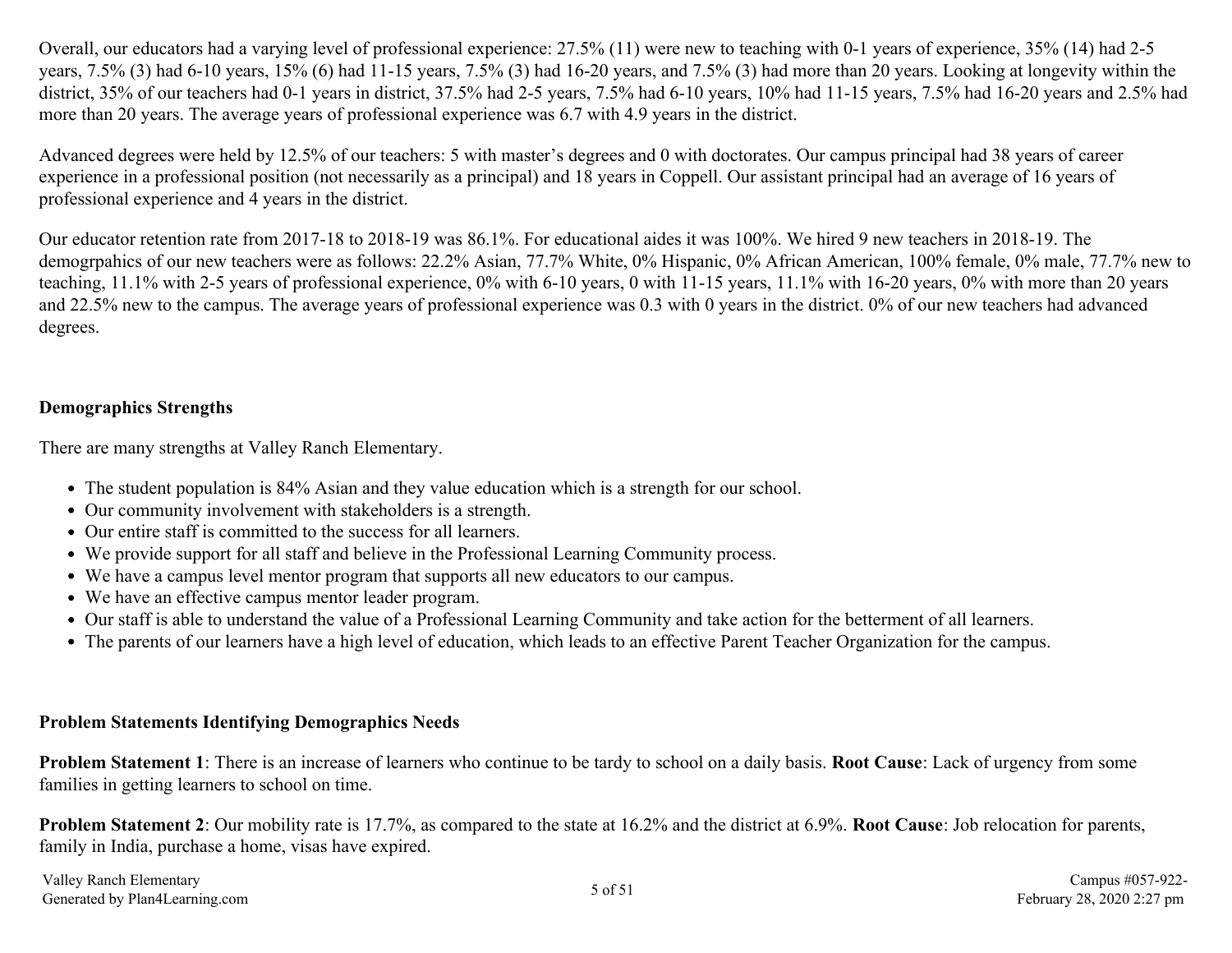Overall, our educators had a varying level of professional experience: 27.5% (11) were new to teaching with 0-1 years of experience, 35% (14) had 2-5 years, 7.5% (3) had 6-10 years, 15% (6) had 11-15 years, 7.5% (3) had 16-20 years, and 7.5% (3) had more than 20 years. Looking at longevity within the district, 35% of our teachers had 0-1 years in district, 37.5% had 2-5 years, 7.5% had 6-10 years, 10% had 11-15 years, 7.5% had 16-20 years and 2.5% had more than 20 years. The average years of professional experience was 6.7 with 4.9 years in the district.

Advanced degrees were held by 12.5% of our teachers: 5 with master's degrees and 0 with doctorates. Our campus principal had 38 years of career experience in a professional position (not necessarily as a principal) and 18 years in Coppell. Our assistant principal had an average of 16 years of professional experience and 4 years in the district.

Our educator retention rate from 2017-18 to 2018-19 was 86.1%. For educational aides it was 100%. We hired 9 new teachers in 2018-19. The demogrpahics of our new teachers were as follows: 22.2% Asian, 77.7% White, 0% Hispanic, 0% African American, 100% female, 0% male, 77.7% new to teaching, 11.1% with 2-5 years of professional experience, 0% with 6-10 years, 0 with 11-15 years, 11.1% with 16-20 years, 0% with more than 20 years and 22.5% new to the campus. The average years of professional experience was 0.3 with 0 years in the district. 0% of our new teachers had advanced degrees.

**Demographics Strengths**

There are many strengths at Valley Ranch Elementary.

- The student population is 84% Asian and they value education which is a strength for our school.
- Our community involvement with stakeholders is a strength.
- Our entire staff is committed to the success for all learners.
- We provide support for all staff and believe in the Professional Learning Community process.
- We have a campus level mentor program that supports all new educators to our campus.
- We have an effective campus mentor leader program.
- Our staff is able to understand the value of a Professional Learning Community and take action for the betterment of all learners.
- The parents of our learners have a high level of education, which leads to an effective Parent Teacher Organization for the campus.

**Problem Statements Identifying Demographics Needs**

**Problem Statement 1**: There is an increase of learners who continue to be tardy to school on a daily basis. **Root Cause**: Lack of urgency from some families in getting learners to school on time.

**Problem Statement 2**: Our mobility rate is 17.7%, as compared to the state at 16.2% and the district at 6.9%. **Root Cause**: Job relocation for parents, family in India, purchase a home, visas have expired.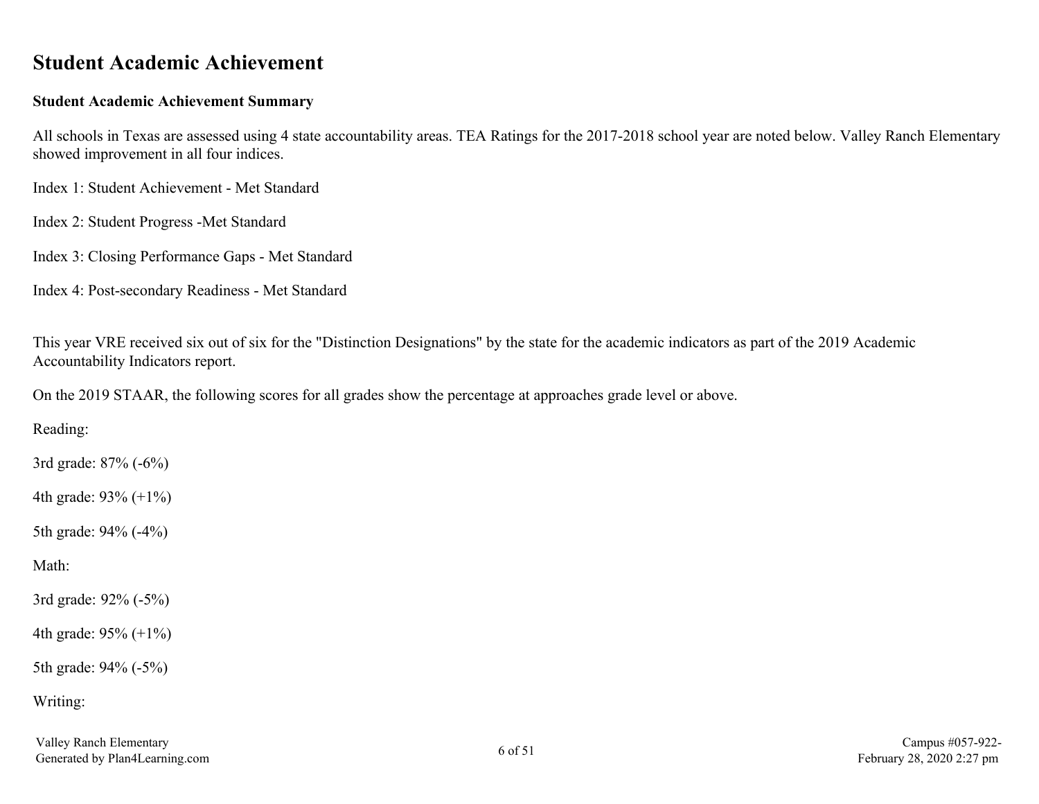# Student Academic Achievement

**Student Academic Achievement Summary**

All schools in Texas are assessed using 4 state accountability areas. TEA Ratings for the 2017-2018 school year are noted below. Valley Ranch Elementary showed improvement in all four indices.

Index 1: Student Achievement - Met Standard

Index 2: Student Progress -Met Standard

Index 3: Closing Performance Gaps - Met Standard

Index 4: Post-secondary Readiness - Met Standard

This year VRE received six out of six for the "Distinction Designations" by the state for the academic indicators as part of the 2019 Academic Accountability Indicators report.

On the 2019 STAAR, the following scores for all grades show the percentage at approaches grade level or above.

Reading:

3rd grade: 87% (-6%)

4th grade: 93% (+1%)

5th grade: 94% (-4%)

Math:

3rd grade: 92% (-5%)

4th grade: 95% (+1%)

5th grade: 94% (-5%)

Writing: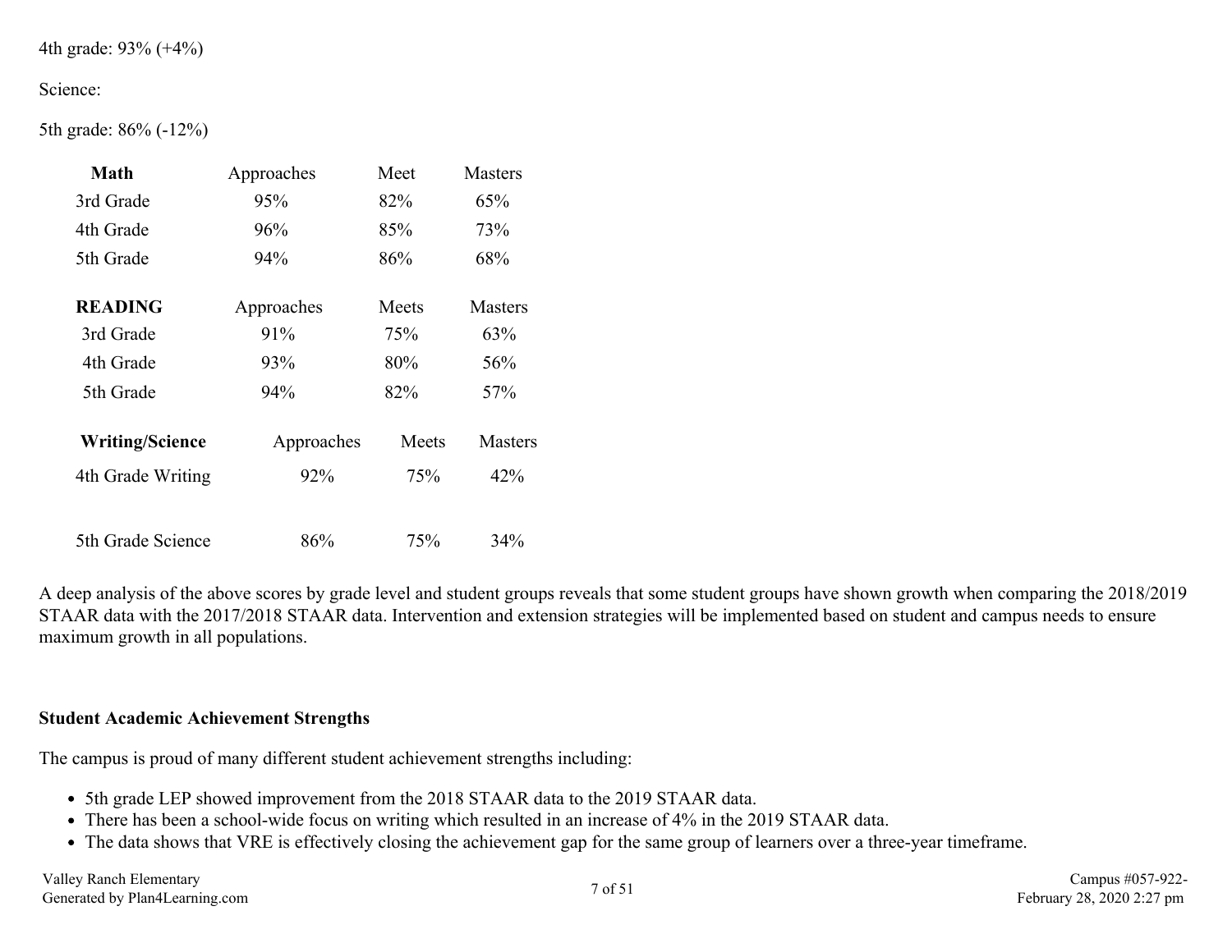4th grade: 93% (+4%)

Science:

5th grade: 86% (-12%)

| **Math** | Approaches | Meet | Masters |
|---|---|---|---|
| 3rd Grade | 95% | 82% | 65% |
| 4th Grade | 96% | 85% | 73% |
| 5th Grade | 94% | 86% | 68% |

| **READING** | Approaches | Meets | Masters |
|---|---|---|---|
| 3rd Grade | 91% | 75% | 63% |
| 4th Grade | 93% | 80% | 56% |
| 5th Grade | 94% | 82% | 57% |

| **Writing/Science** | Approaches | Meets | Masters |
|---|---|---|---|
| 4th Grade Writing | 92% | 75% | 42% |
| 5th Grade Science | 86% | 75% | 34% |

A deep analysis of the above scores by grade level and student groups reveals that some student groups have shown growth when comparing the 2018/2019 STAAR data with the 2017/2018 STAAR data. Intervention and extension strategies will be implemented based on student and campus needs to ensure maximum growth in all populations.

**Student Academic Achievement Strengths**

The campus is proud of many different student achievement strengths including:

- 5th grade LEP showed improvement from the 2018 STAAR data to the 2019 STAAR data.
- There has been a school-wide focus on writing which resulted in an increase of 4% in the 2019 STAAR data.
- The data shows that VRE is effectively closing the achievement gap for the same group of learners over a three-year timeframe.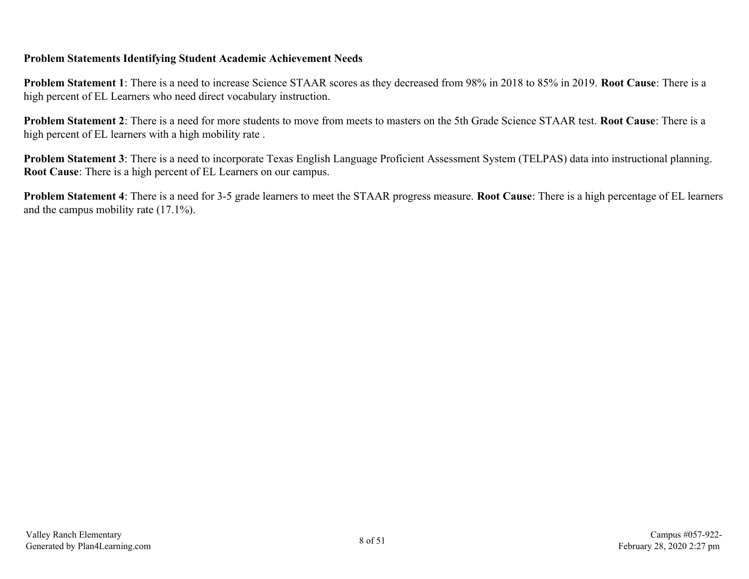**Problem Statements Identifying Student Academic Achievement Needs**

**Problem Statement 1**: There is a need to increase Science STAAR scores as they decreased from 98% in 2018 to 85% in 2019. **Root Cause**: There is a high percent of EL Learners who need direct vocabulary instruction.

**Problem Statement 2**: There is a need for more students to move from meets to masters on the 5th Grade Science STAAR test. **Root Cause**: There is a high percent of EL learners with a high mobility rate .

**Problem Statement 3**: There is a need to incorporate Texas English Language Proficient Assessment System (TELPAS) data into instructional planning. **Root Cause**: There is a high percent of EL Learners on our campus.

**Problem Statement 4**: There is a need for 3-5 grade learners to meet the STAAR progress measure. **Root Cause**: There is a high percentage of EL learners and the campus mobility rate (17.1%).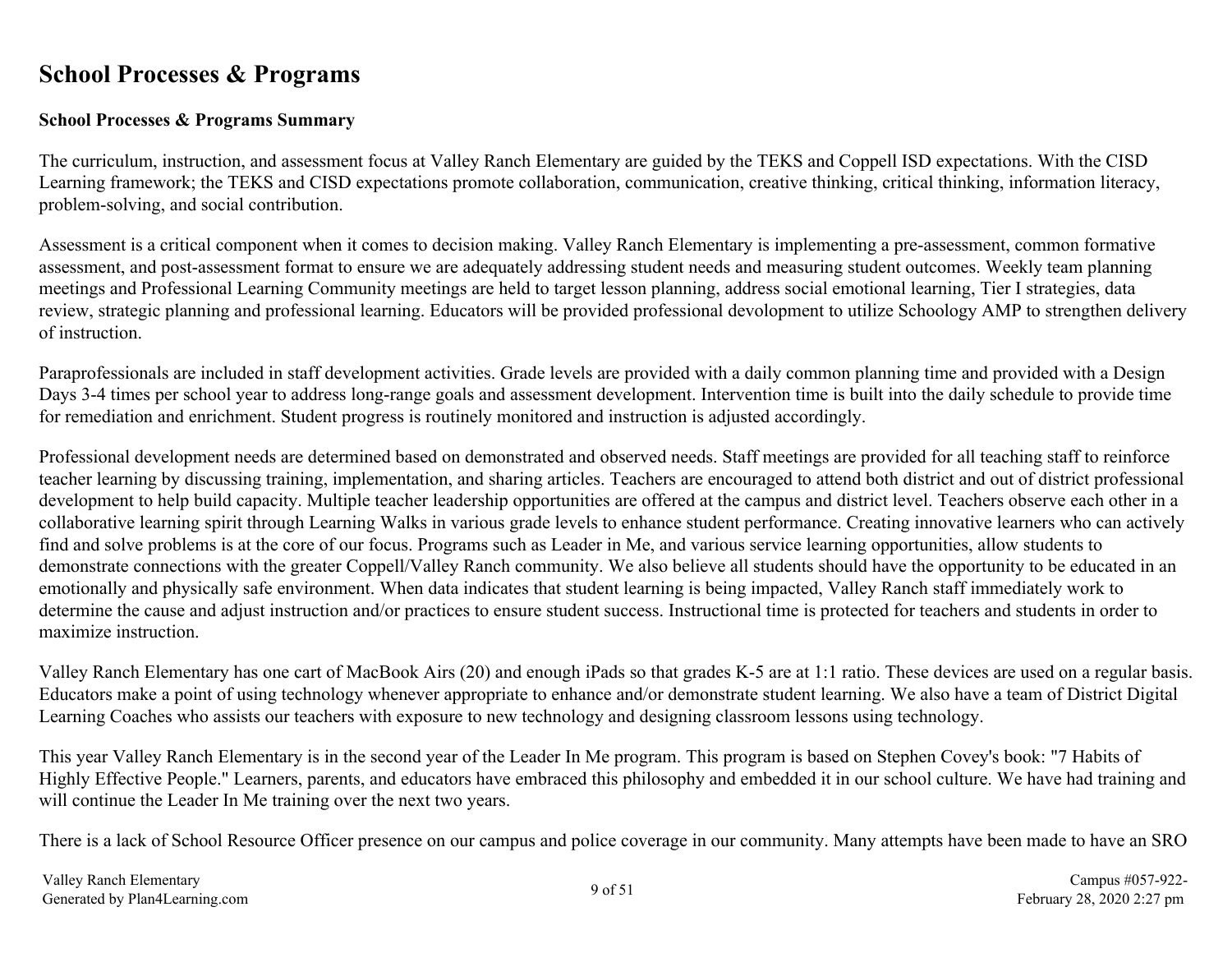# School Processes & Programs

**School Processes & Programs Summary**

The curriculum, instruction, and assessment focus at Valley Ranch Elementary are guided by the TEKS and Coppell ISD expectations. With the CISD Learning framework; the TEKS and CISD expectations promote collaboration, communication, creative thinking, critical thinking, information literacy, problem-solving, and social contribution.

Assessment is a critical component when it comes to decision making. Valley Ranch Elementary is implementing a pre-assessment, common formative assessment, and post-assessment format to ensure we are adequately addressing student needs and measuring student outcomes. Weekly team planning meetings and Professional Learning Community meetings are held to target lesson planning, address social emotional learning, Tier I strategies, data review, strategic planning and professional learning. Educators will be provided professional devolopment to utilize Schoology AMP to strengthen delivery of instruction.

Paraprofessionals are included in staff development activities. Grade levels are provided with a daily common planning time and provided with a Design Days 3-4 times per school year to address long-range goals and assessment development. Intervention time is built into the daily schedule to provide time for remediation and enrichment. Student progress is routinely monitored and instruction is adjusted accordingly.

Professional development needs are determined based on demonstrated and observed needs. Staff meetings are provided for all teaching staff to reinforce teacher learning by discussing training, implementation, and sharing articles. Teachers are encouraged to attend both district and out of district professional development to help build capacity. Multiple teacher leadership opportunities are offered at the campus and district level. Teachers observe each other in a collaborative learning spirit through Learning Walks in various grade levels to enhance student performance. Creating innovative learners who can actively find and solve problems is at the core of our focus. Programs such as Leader in Me, and various service learning opportunities, allow students to demonstrate connections with the greater Coppell/Valley Ranch community. We also believe all students should have the opportunity to be educated in an emotionally and physically safe environment. When data indicates that student learning is being impacted, Valley Ranch staff immediately work to determine the cause and adjust instruction and/or practices to ensure student success. Instructional time is protected for teachers and students in order to maximize instruction.

Valley Ranch Elementary has one cart of MacBook Airs (20) and enough iPads so that grades K-5 are at 1:1 ratio. These devices are used on a regular basis. Educators make a point of using technology whenever appropriate to enhance and/or demonstrate student learning. We also have a team of District Digital Learning Coaches who assists our teachers with exposure to new technology and designing classroom lessons using technology.

This year Valley Ranch Elementary is in the second year of the Leader In Me program. This program is based on Stephen Covey's book: "7 Habits of Highly Effective People." Learners, parents, and educators have embraced this philosophy and embedded it in our school culture. We have had training and will continue the Leader In Me training over the next two years.

There is a lack of School Resource Officer presence on our campus and police coverage in our community. Many attempts have been made to have an SRO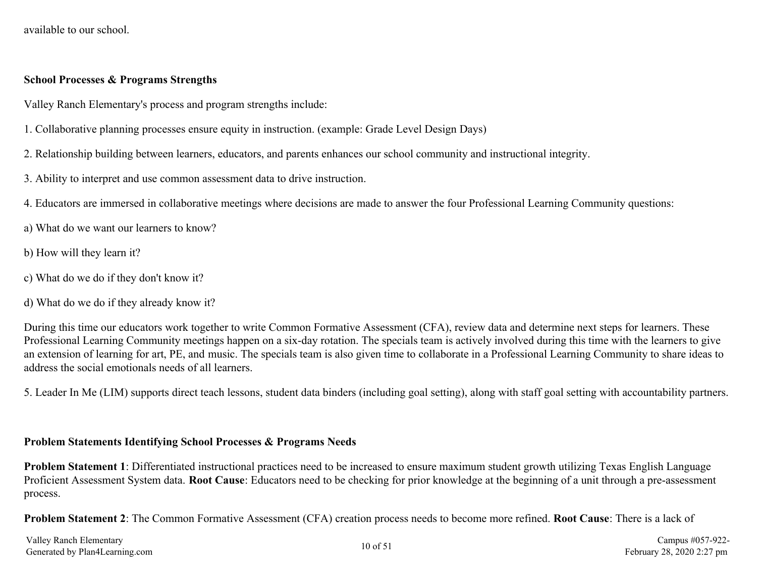available to our school.

**School Processes & Programs Strengths**

Valley Ranch Elementary's process and program strengths include:

1. Collaborative planning processes ensure equity in instruction. (example: Grade Level Design Days)

2. Relationship building between learners, educators, and parents enhances our school community and instructional integrity.

3. Ability to interpret and use common assessment data to drive instruction.

4. Educators are immersed in collaborative meetings where decisions are made to answer the four Professional Learning Community questions:

a) What do we want our learners to know?

b) How will they learn it?

c) What do we do if they don't know it?

d) What do we do if they already know it?

During this time our educators work together to write Common Formative Assessment (CFA), review data and determine next steps for learners. These Professional Learning Community meetings happen on a six-day rotation. The specials team is actively involved during this time with the learners to give an extension of learning for art, PE, and music. The specials team is also given time to collaborate in a Professional Learning Community to share ideas to address the social emotionals needs of all learners.

5. Leader In Me (LIM) supports direct teach lessons, student data binders (including goal setting), along with staff goal setting with accountability partners.

**Problem Statements Identifying School Processes & Programs Needs**

**Problem Statement 1**: Differentiated instructional practices need to be increased to ensure maximum student growth utilizing Texas English Language Proficient Assessment System data. **Root Cause**: Educators need to be checking for prior knowledge at the beginning of a unit through a pre-assessment process.

**Problem Statement 2**: The Common Formative Assessment (CFA) creation process needs to become more refined. **Root Cause**: There is a lack of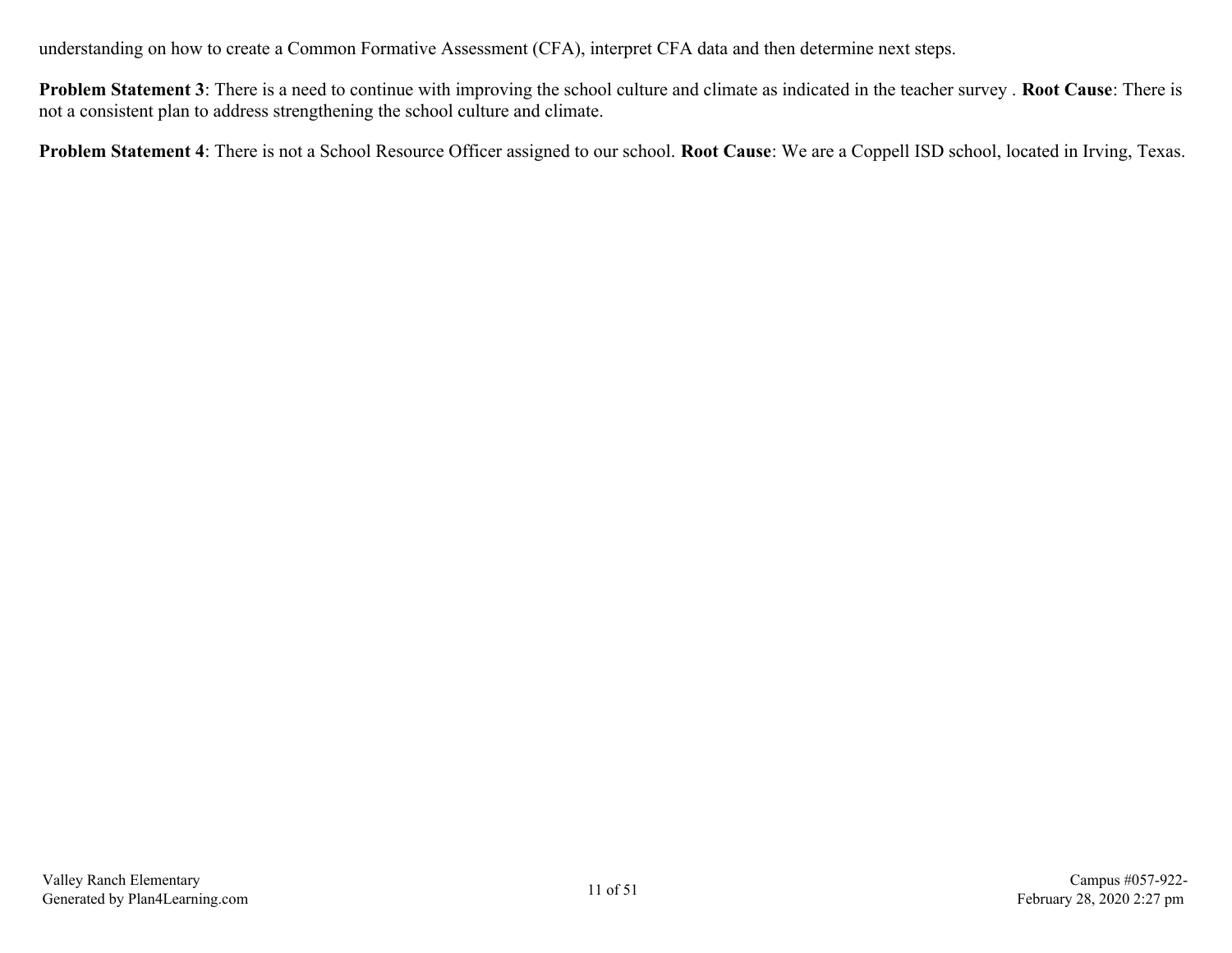understanding on how to create a Common Formative Assessment (CFA), interpret CFA data and then determine next steps.

**Problem Statement 3**: There is a need to continue with improving the school culture and climate as indicated in the teacher survey . **Root Cause**: There is not a consistent plan to address strengthening the school culture and climate.

**Problem Statement 4**: There is not a School Resource Officer assigned to our school. **Root Cause**: We are a Coppell ISD school, located in Irving, Texas.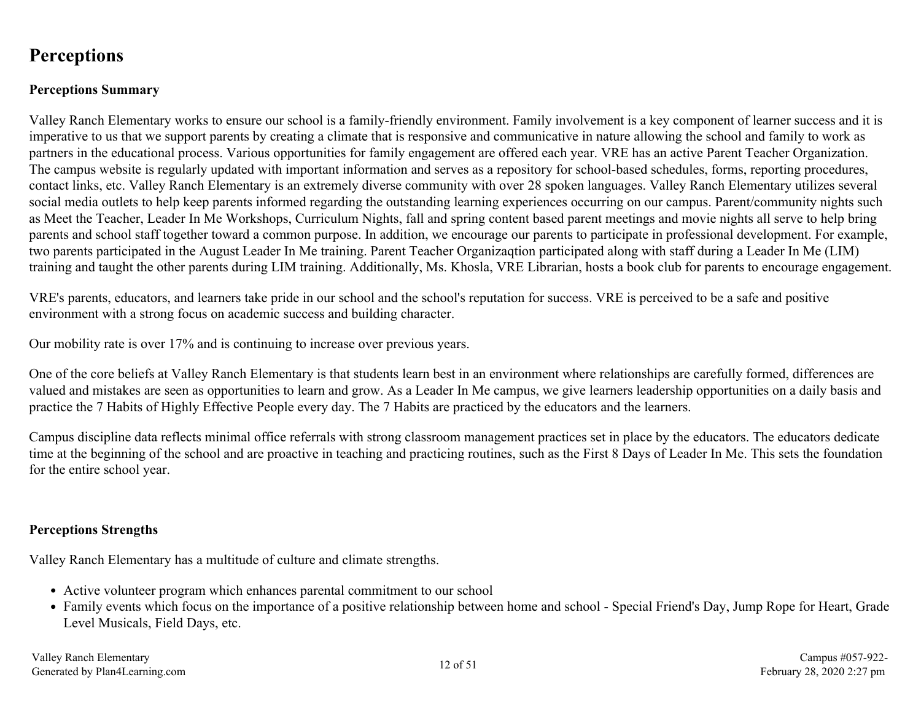# Perceptions

## Perceptions Summary

Valley Ranch Elementary works to ensure our school is a family-friendly environment. Family involvement is a key component of learner success and it is imperative to us that we support parents by creating a climate that is responsive and communicative in nature allowing the school and family to work as partners in the educational process. Various opportunities for family engagement are offered each year. VRE has an active Parent Teacher Organization. The campus website is regularly updated with important information and serves as a repository for school-based schedules, forms, reporting procedures, contact links, etc. Valley Ranch Elementary is an extremely diverse community with over 28 spoken languages. Valley Ranch Elementary utilizes several social media outlets to help keep parents informed regarding the outstanding learning experiences occurring on our campus. Parent/community nights such as Meet the Teacher, Leader In Me Workshops, Curriculum Nights, fall and spring content based parent meetings and movie nights all serve to help bring parents and school staff together toward a common purpose. In addition, we encourage our parents to participate in professional development. For example, two parents participated in the August Leader In Me training. Parent Teacher Organizaqtion participated along with staff during a Leader In Me (LIM) training and taught the other parents during LIM training. Additionally, Ms. Khosla, VRE Librarian, hosts a book club for parents to encourage engagement.

VRE's parents, educators, and learners take pride in our school and the school's reputation for success. VRE is perceived to be a safe and positive environment with a strong focus on academic success and building character.

Our mobility rate is over 17% and is continuing to increase over previous years.

One of the core beliefs at Valley Ranch Elementary is that students learn best in an environment where relationships are carefully formed, differences are valued and mistakes are seen as opportunities to learn and grow. As a Leader In Me campus, we give learners leadership opportunities on a daily basis and practice the 7 Habits of Highly Effective People every day. The 7 Habits are practiced by the educators and the learners.

Campus discipline data reflects minimal office referrals with strong classroom management practices set in place by the educators. The educators dedicate time at the beginning of the school and are proactive in teaching and practicing routines, such as the First 8 Days of Leader In Me. This sets the foundation for the entire school year.

## Perceptions Strengths

Valley Ranch Elementary has a multitude of culture and climate strengths.

- Active volunteer program which enhances parental commitment to our school
- Family events which focus on the importance of a positive relationship between home and school - Special Friend's Day, Jump Rope for Heart, Grade Level Musicals, Field Days, etc.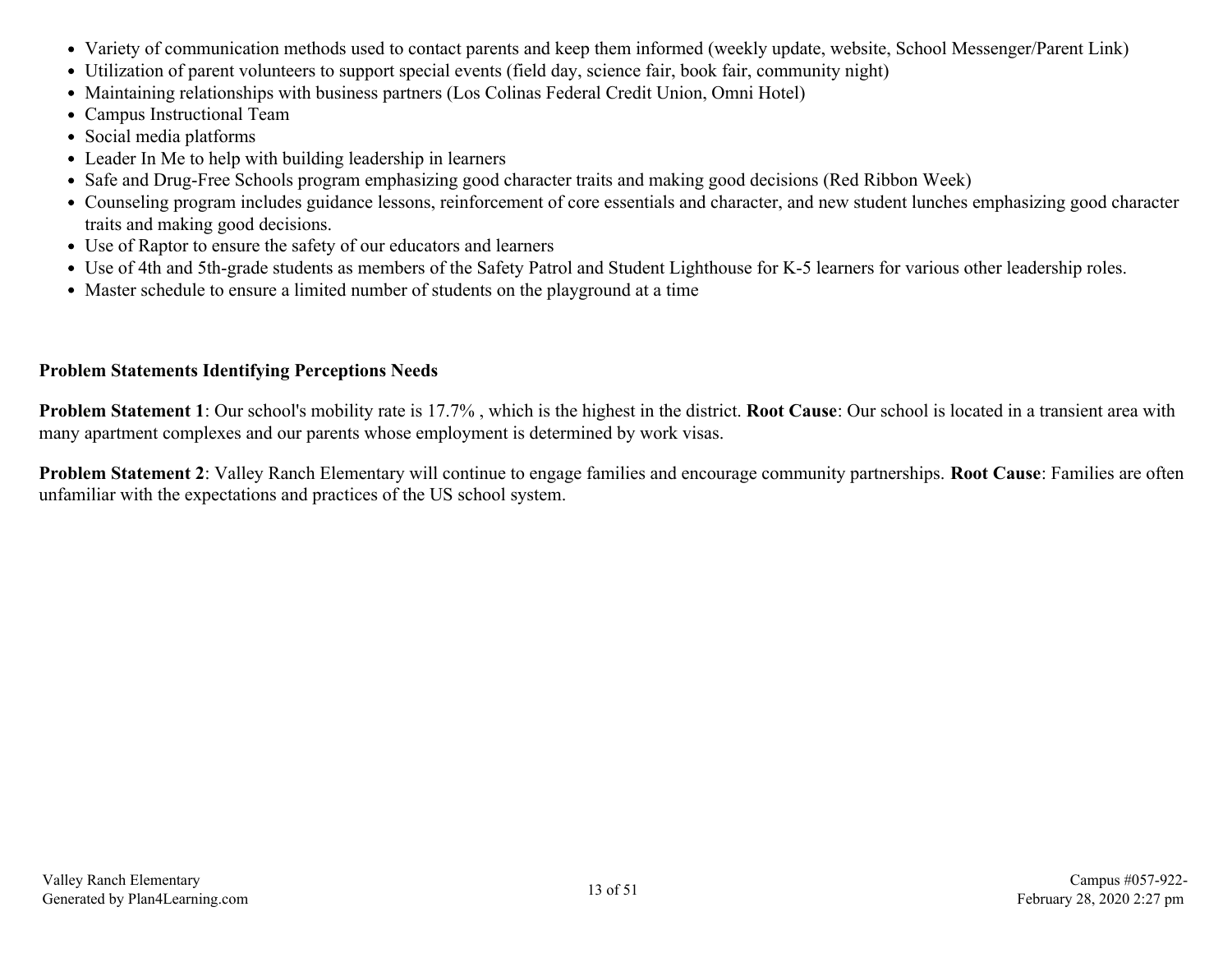- Variety of communication methods used to contact parents and keep them informed (weekly update, website, School Messenger/Parent Link)
- Utilization of parent volunteers to support special events (field day, science fair, book fair, community night)
- Maintaining relationships with business partners (Los Colinas Federal Credit Union, Omni Hotel)
- Campus Instructional Team
- Social media platforms
- Leader In Me to help with building leadership in learners
- Safe and Drug-Free Schools program emphasizing good character traits and making good decisions (Red Ribbon Week)
- Counseling program includes guidance lessons, reinforcement of core essentials and character, and new student lunches emphasizing good character traits and making good decisions.
- Use of Raptor to ensure the safety of our educators and learners
- Use of 4th and 5th-grade students as members of the Safety Patrol and Student Lighthouse for K-5 learners for various other leadership roles.
- Master schedule to ensure a limited number of students on the playground at a time

**Problem Statements Identifying Perceptions Needs**

**Problem Statement 1**: Our school's mobility rate is 17.7% , which is the highest in the district. **Root Cause**: Our school is located in a transient area with many apartment complexes and our parents whose employment is determined by work visas.

**Problem Statement 2**: Valley Ranch Elementary will continue to engage families and encourage community partnerships. **Root Cause**: Families are often unfamiliar with the expectations and practices of the US school system.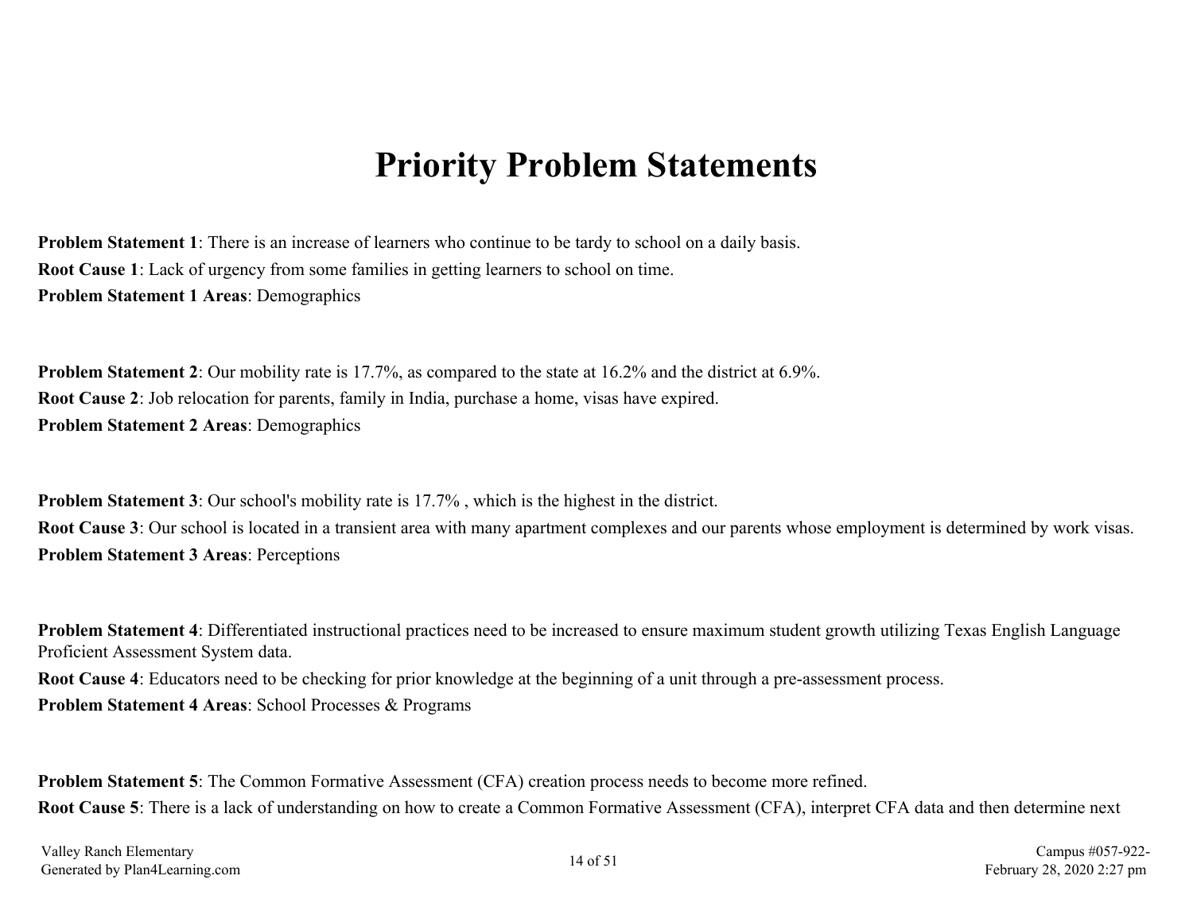# Priority Problem Statements

**Problem Statement 1**: There is an increase of learners who continue to be tardy to school on a daily basis.

**Root Cause 1**: Lack of urgency from some families in getting learners to school on time.

**Problem Statement 1 Areas**: Demographics

**Problem Statement 2**: Our mobility rate is 17.7%, as compared to the state at 16.2% and the district at 6.9%.

**Root Cause 2**: Job relocation for parents, family in India, purchase a home, visas have expired.

**Problem Statement 2 Areas**: Demographics

**Problem Statement 3**: Our school's mobility rate is 17.7% , which is the highest in the district.

**Root Cause 3**: Our school is located in a transient area with many apartment complexes and our parents whose employment is determined by work visas.

**Problem Statement 3 Areas**: Perceptions

**Problem Statement 4**: Differentiated instructional practices need to be increased to ensure maximum student growth utilizing Texas English Language Proficient Assessment System data.

**Root Cause 4**: Educators need to be checking for prior knowledge at the beginning of a unit through a pre-assessment process.

**Problem Statement 4 Areas**: School Processes & Programs

**Problem Statement 5**: The Common Formative Assessment (CFA) creation process needs to become more refined.

**Root Cause 5**: There is a lack of understanding on how to create a Common Formative Assessment (CFA), interpret CFA data and then determine next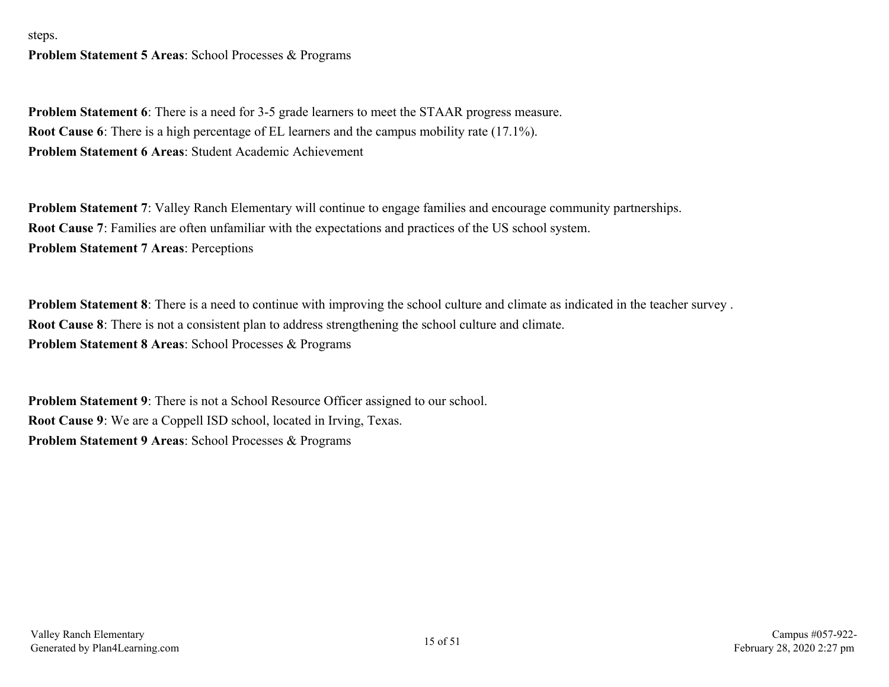steps.

**Problem Statement 5 Areas**: School Processes & Programs

**Problem Statement 6**: There is a need for 3-5 grade learners to meet the STAAR progress measure.

**Root Cause 6**: There is a high percentage of EL learners and the campus mobility rate (17.1%).

**Problem Statement 6 Areas**: Student Academic Achievement

**Problem Statement 7**: Valley Ranch Elementary will continue to engage families and encourage community partnerships.

**Root Cause 7**: Families are often unfamiliar with the expectations and practices of the US school system.

**Problem Statement 7 Areas**: Perceptions

**Problem Statement 8**: There is a need to continue with improving the school culture and climate as indicated in the teacher survey .

**Root Cause 8**: There is not a consistent plan to address strengthening the school culture and climate.

**Problem Statement 8 Areas**: School Processes & Programs

**Problem Statement 9**: There is not a School Resource Officer assigned to our school.

**Root Cause 9**: We are a Coppell ISD school, located in Irving, Texas.

**Problem Statement 9 Areas**: School Processes & Programs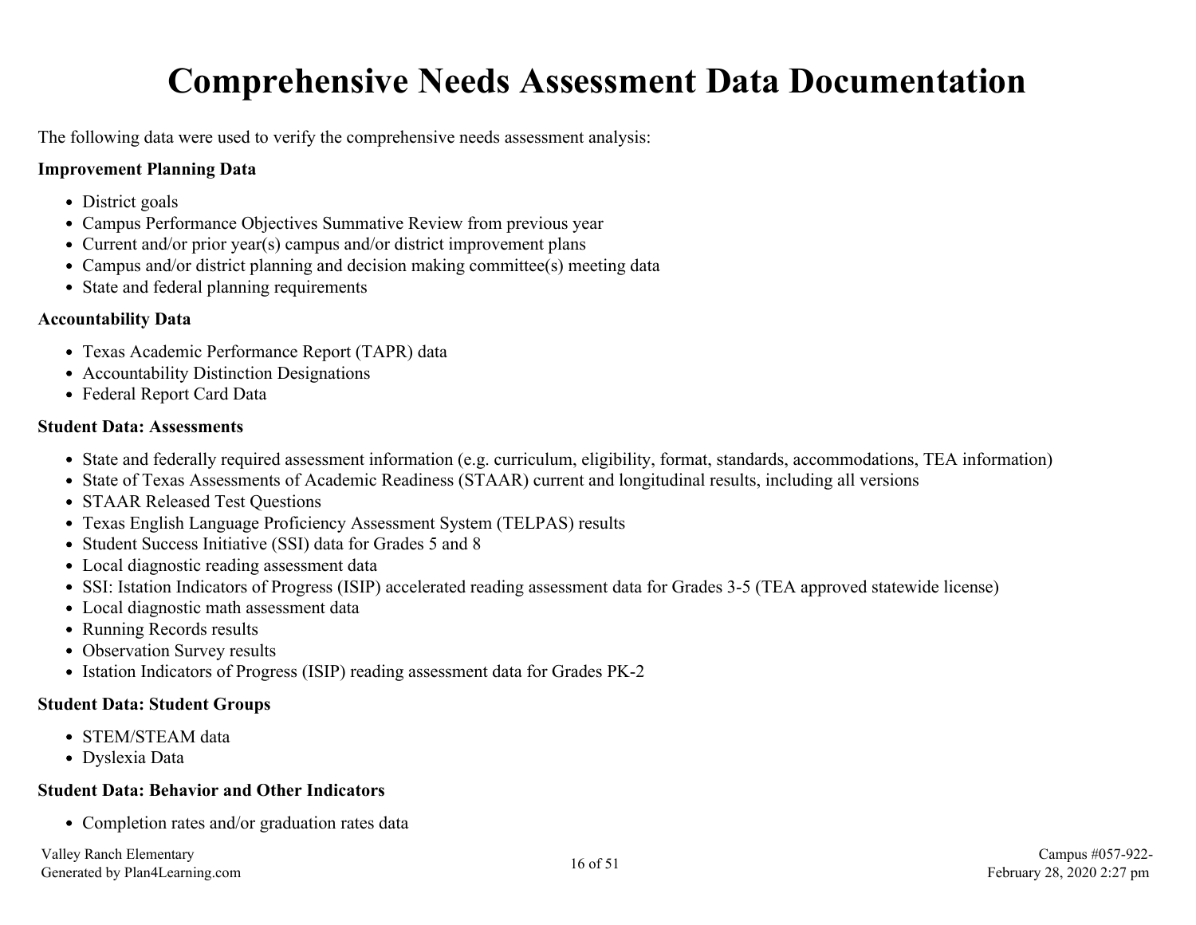# Comprehensive Needs Assessment Data Documentation

The following data were used to verify the comprehensive needs assessment analysis:

**Improvement Planning Data**

- District goals
- Campus Performance Objectives Summative Review from previous year
- Current and/or prior year(s) campus and/or district improvement plans
- Campus and/or district planning and decision making committee(s) meeting data
- State and federal planning requirements

**Accountability Data**

- Texas Academic Performance Report (TAPR) data
- Accountability Distinction Designations
- Federal Report Card Data

**Student Data: Assessments**

- State and federally required assessment information (e.g. curriculum, eligibility, format, standards, accommodations, TEA information)
- State of Texas Assessments of Academic Readiness (STAAR) current and longitudinal results, including all versions
- STAAR Released Test Questions
- Texas English Language Proficiency Assessment System (TELPAS) results
- Student Success Initiative (SSI) data for Grades 5 and 8
- Local diagnostic reading assessment data
- SSI: Istation Indicators of Progress (ISIP) accelerated reading assessment data for Grades 3-5 (TEA approved statewide license)
- Local diagnostic math assessment data
- Running Records results
- Observation Survey results
- Istation Indicators of Progress (ISIP) reading assessment data for Grades PK-2

**Student Data: Student Groups**

- STEM/STEAM data
- Dyslexia Data

**Student Data: Behavior and Other Indicators**

- Completion rates and/or graduation rates data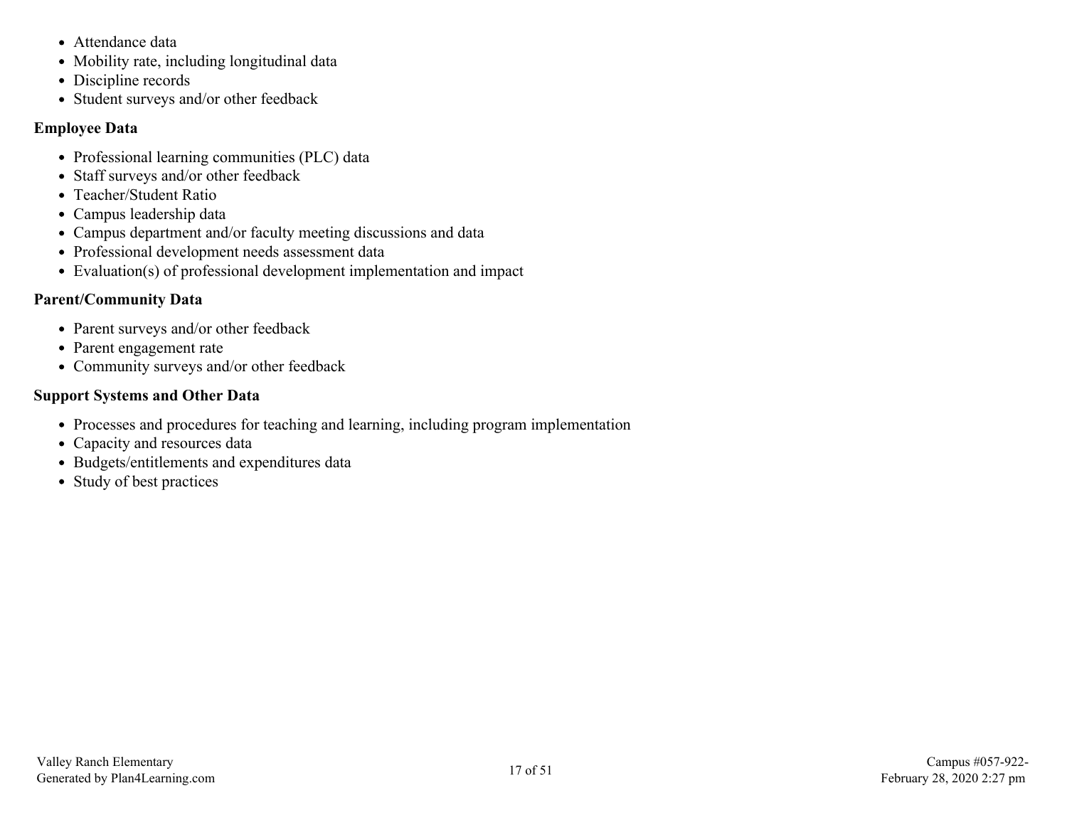- Attendance data
- Mobility rate, including longitudinal data
- Discipline records
- Student surveys and/or other feedback

**Employee Data**

- Professional learning communities (PLC) data
- Staff surveys and/or other feedback
- Teacher/Student Ratio
- Campus leadership data
- Campus department and/or faculty meeting discussions and data
- Professional development needs assessment data
- Evaluation(s) of professional development implementation and impact

**Parent/Community Data**

- Parent surveys and/or other feedback
- Parent engagement rate
- Community surveys and/or other feedback

**Support Systems and Other Data**

- Processes and procedures for teaching and learning, including program implementation
- Capacity and resources data
- Budgets/entitlements and expenditures data
- Study of best practices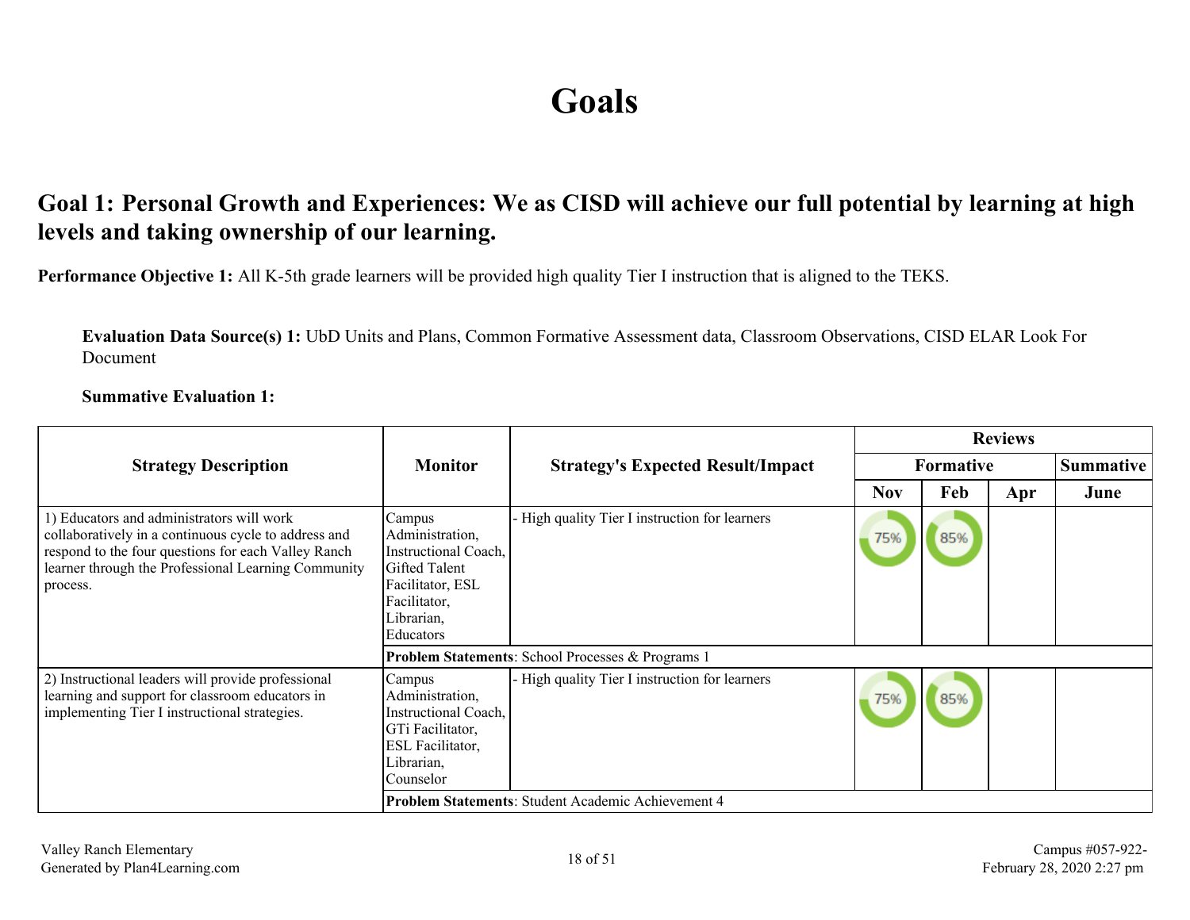# Goals

## Goal 1: Personal Growth and Experiences: We as CISD will achieve our full potential by learning at high levels and taking ownership of our learning.

**Performance Objective 1:** All K-5th grade learners will be provided high quality Tier I instruction that is aligned to the TEKS.

**Evaluation Data Source(s) 1:** UbD Units and Plans, Common Formative Assessment data, Classroom Observations, CISD ELAR Look For Document

**Summative Evaluation 1:**

| Strategy Description | Monitor | Strategy's Expected Result/Impact | Reviews | | | |
|---|---|---|---|---|---|---|
| | | | Formative | | | Summative |
| | | | Nov | Feb | Apr | June |
| 1) Educators and administrators will work collaboratively in a continuous cycle to address and respond to the four questions for each Valley Ranch learner through the Professional Learning Community process. | Campus Administration, Instructional Coach, Gifted Talent Facilitator, ESL Facilitator, Librarian, Educators | - High quality Tier I instruction for learners | 75% | 85% | | |
| | **Problem Statements**: School Processes & Programs 1 | | | | | |
| 2) Instructional leaders will provide professional learning and support for classroom educators in implementing Tier I instructional strategies. | Campus Administration, Instructional Coach, GTi Facilitator, ESL Facilitator, Librarian, Counselor | - High quality Tier I instruction for learners | 75% | 85% | | |
| | **Problem Statements**: Student Academic Achievement 4 | | | | | |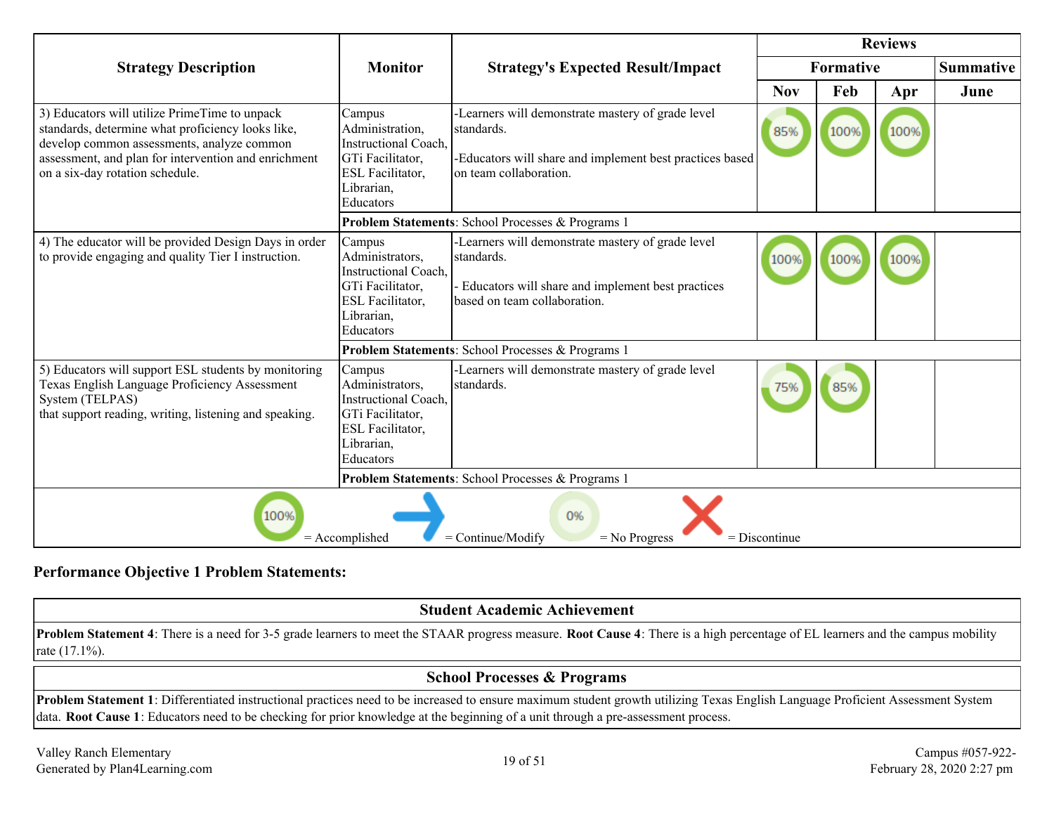| Strategy Description | Monitor | Strategy's Expected Result/Impact | Reviews | | | |
|---|---|---|---|---|---|---|
| | | | Formative | | | Summative |
| | | | Nov | Feb | Apr | June |
| 3) Educators will utilize PrimeTime to unpack standards, determine what proficiency looks like, develop common assessments, analyze common assessment, and plan for intervention and enrichment on a six-day rotation schedule. | Campus Administration, Instructional Coach, GTi Facilitator, ESL Facilitator, Librarian, Educators | -Learners will demonstrate mastery of grade level standards.<br><br>-Educators will share and implement best practices based on team collaboration. | 85% | 100% | 100% | |
| | **Problem Statements**: School Processes & Programs 1 | | | | | |
| 4) The educator will be provided Design Days in order to provide engaging and quality Tier I instruction. | Campus Administrators, Instructional Coach, GTi Facilitator, ESL Facilitator, Librarian, Educators | -Learners will demonstrate mastery of grade level standards.<br><br>- Educators will share and implement best practices based on team collaboration. | 100% | 100% | 100% | |
| | **Problem Statements**: School Processes & Programs 1 | | | | | |
| 5) Educators will support ESL students by monitoring Texas English Language Proficiency Assessment System (TELPAS)<br>that support reading, writing, listening and speaking. | Campus Administrators, Instructional Coach, GTi Facilitator, ESL Facilitator, Librarian, Educators | -Learners will demonstrate mastery of grade level standards. | 75% | 85% | | |
| | **Problem Statements**: School Processes & Programs 1 | | | | | |

100% = Accomplished | → = Continue/Modify | 0% = No Progress | ✗ = Discontinue

**Performance Objective 1 Problem Statements:**

| Student Academic Achievement |
|---|
| **Problem Statement 4**: There is a need for 3-5 grade learners to meet the STAAR progress measure. **Root Cause 4**: There is a high percentage of EL learners and the campus mobility rate (17.1%). |

| School Processes & Programs |
|---|
| **Problem Statement 1**: Differentiated instructional practices need to be increased to ensure maximum student growth utilizing Texas English Language Proficient Assessment System data. **Root Cause 1**: Educators need to be checking for prior knowledge at the beginning of a unit through a pre-assessment process. |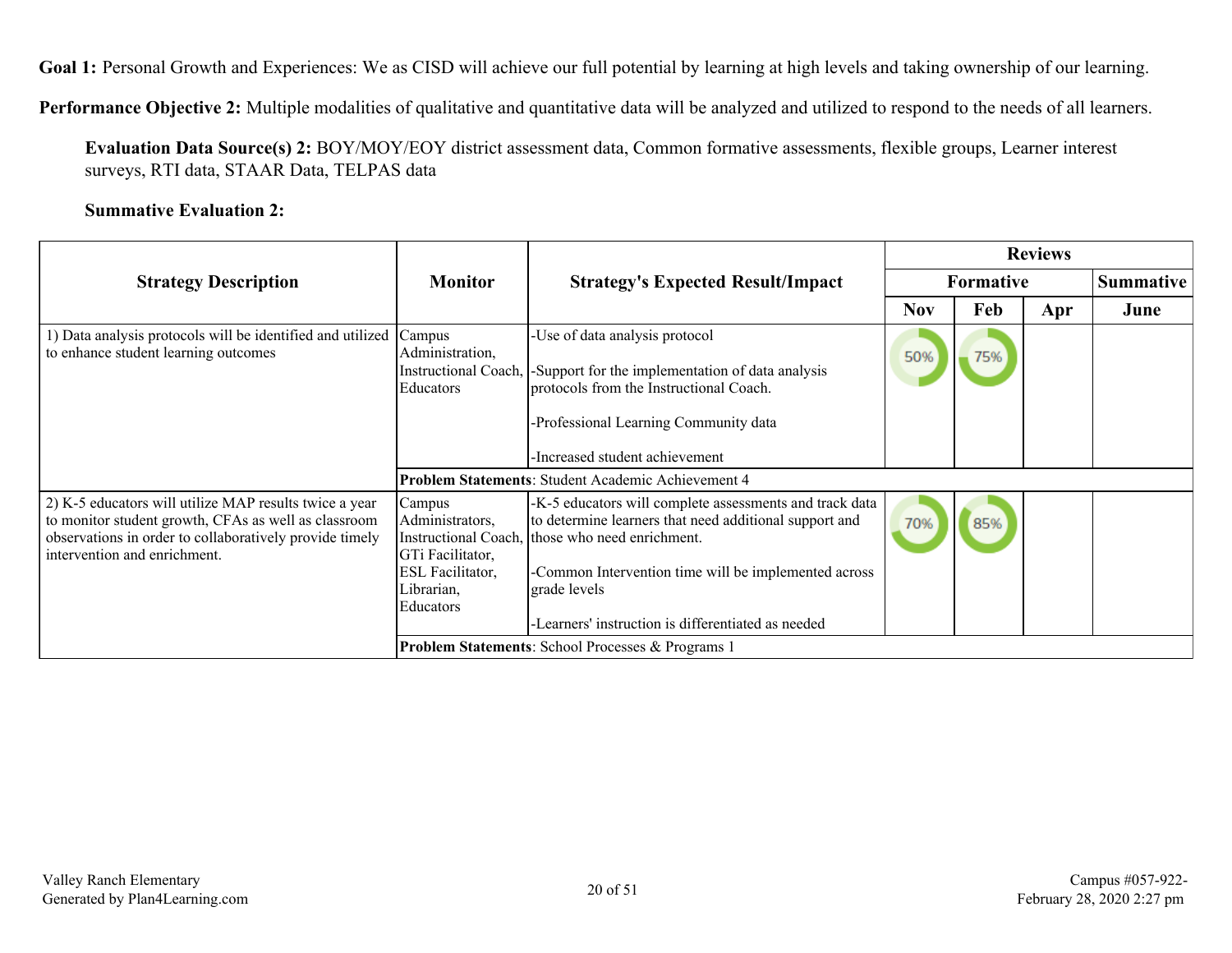**Goal 1:** Personal Growth and Experiences: We as CISD will achieve our full potential by learning at high levels and taking ownership of our learning.

**Performance Objective 2:** Multiple modalities of qualitative and quantitative data will be analyzed and utilized to respond to the needs of all learners.

**Evaluation Data Source(s) 2:** BOY/MOY/EOY district assessment data, Common formative assessments, flexible groups, Learner interest surveys, RTI data, STAAR Data, TELPAS data

**Summative Evaluation 2:**

| Strategy Description | Monitor | Strategy's Expected Result/Impact | Reviews | | | |
|---|---|---|---|---|---|---|
| | | | Formative | | | Summative |
| | | | Nov | Feb | Apr | June |
| 1) Data analysis protocols will be identified and utilized to enhance student learning outcomes | Campus Administration, Instructional Coach, Educators | -Use of data analysis protocol<br><br>-Support for the implementation of data analysis protocols from the Instructional Coach.<br><br>-Professional Learning Community data<br><br>-Increased student achievement | 50% | 75% | | |
| | **Problem Statements**: Student Academic Achievement 4 | | | | | |
| 2) K-5 educators will utilize MAP results twice a year to monitor student growth, CFAs as well as classroom observations in order to collaboratively provide timely intervention and enrichment. | Campus Administrators, Instructional Coach, GTi Facilitator, ESL Facilitator, Librarian, Educators | -K-5 educators will complete assessments and track data to determine learners that need additional support and those who need enrichment.<br><br>-Common Intervention time will be implemented across grade levels<br><br>-Learners' instruction is differentiated as needed | 70% | 85% | | |
| | **Problem Statements**: School Processes & Programs 1 | | | | | |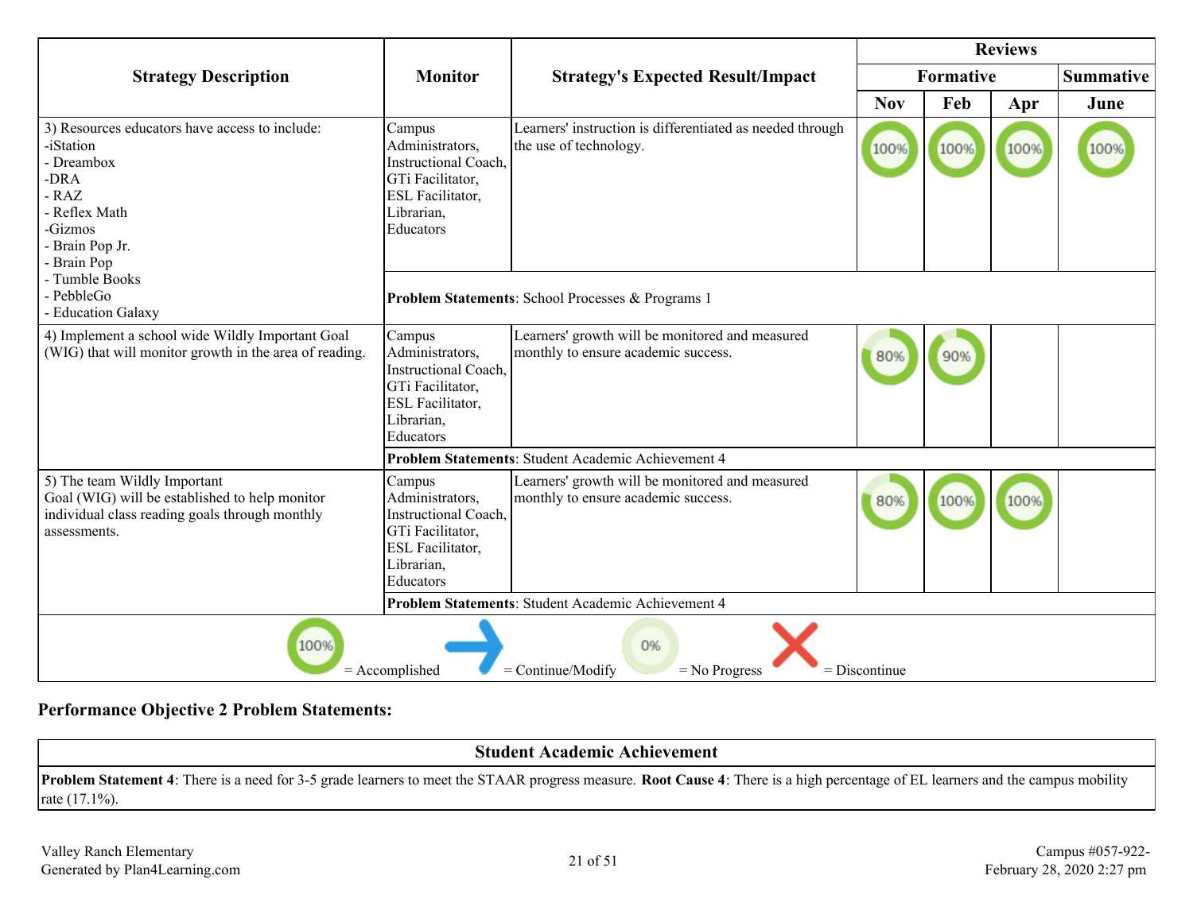| Strategy Description | Monitor | Strategy's Expected Result/Impact | Reviews | | | |
|---|---|---|---|---|---|---|
| | | | Formative | | | Summative |
| | | | Nov | Feb | Apr | June |
| 3) Resources educators have access to include:<br>-iStation<br>- Dreambox<br>-DRA<br>- RAZ<br>- Reflex Math<br>-Gizmos<br>- Brain Pop Jr.<br>- Brain Pop<br>- Tumble Books<br>- PebbleGo<br>- Education Galaxy | Campus Administrators, Instructional Coach, GTi Facilitator, ESL Facilitator, Librarian, Educators | Learners' instruction is differentiated as needed through the use of technology. | 100% | 100% | 100% | 100% |
| | **Problem Statements**: School Processes & Programs 1 | | | | | |
| 4) Implement a school wide Wildly Important Goal (WIG) that will monitor growth in the area of reading. | Campus Administrators, Instructional Coach, GTi Facilitator, ESL Facilitator, Librarian, Educators | Learners' growth will be monitored and measured monthly to ensure academic success. | 80% | 90% | | |
| | **Problem Statements**: Student Academic Achievement 4 | | | | | |
| 5) The team Wildly Important Goal (WIG) will be established to help monitor individual class reading goals through monthly assessments. | Campus Administrators, Instructional Coach, GTi Facilitator, ESL Facilitator, Librarian, Educators | Learners' growth will be monitored and measured monthly to ensure academic success. | 80% | 100% | 100% | |
| | **Problem Statements**: Student Academic Achievement 4 | | | | | |

100% = Accomplished → = Continue/Modify 0% = No Progress X = Discontinue

## Performance Objective 2 Problem Statements:

| Student Academic Achievement |
|---|
| **Problem Statement 4**: There is a need for 3-5 grade learners to meet the STAAR progress measure. **Root Cause 4**: There is a high percentage of EL learners and the campus mobility rate (17.1%). |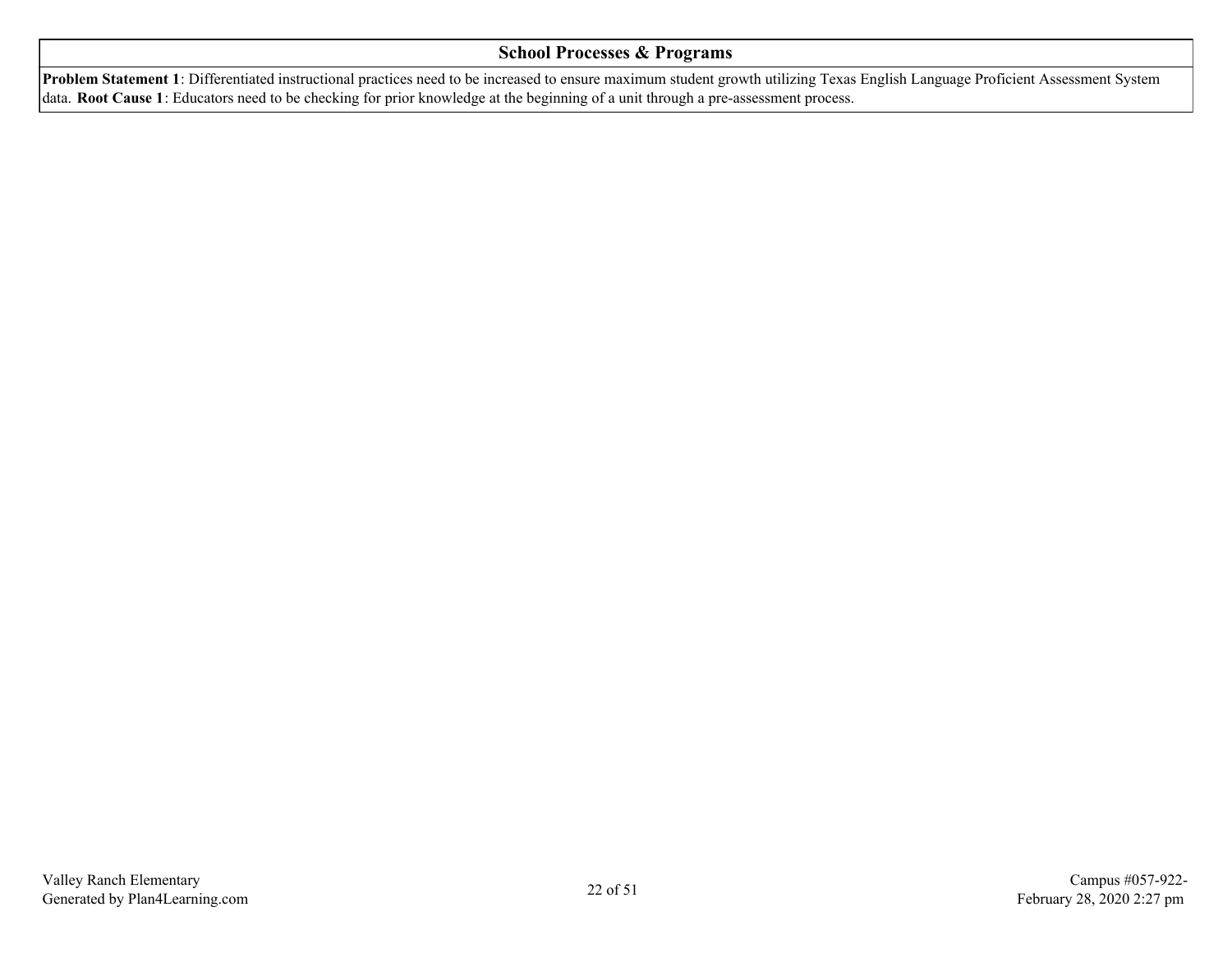## School Processes & Programs

**Problem Statement 1**: Differentiated instructional practices need to be increased to ensure maximum student growth utilizing Texas English Language Proficient Assessment System data. **Root Cause 1**: Educators need to be checking for prior knowledge at the beginning of a unit through a pre-assessment process.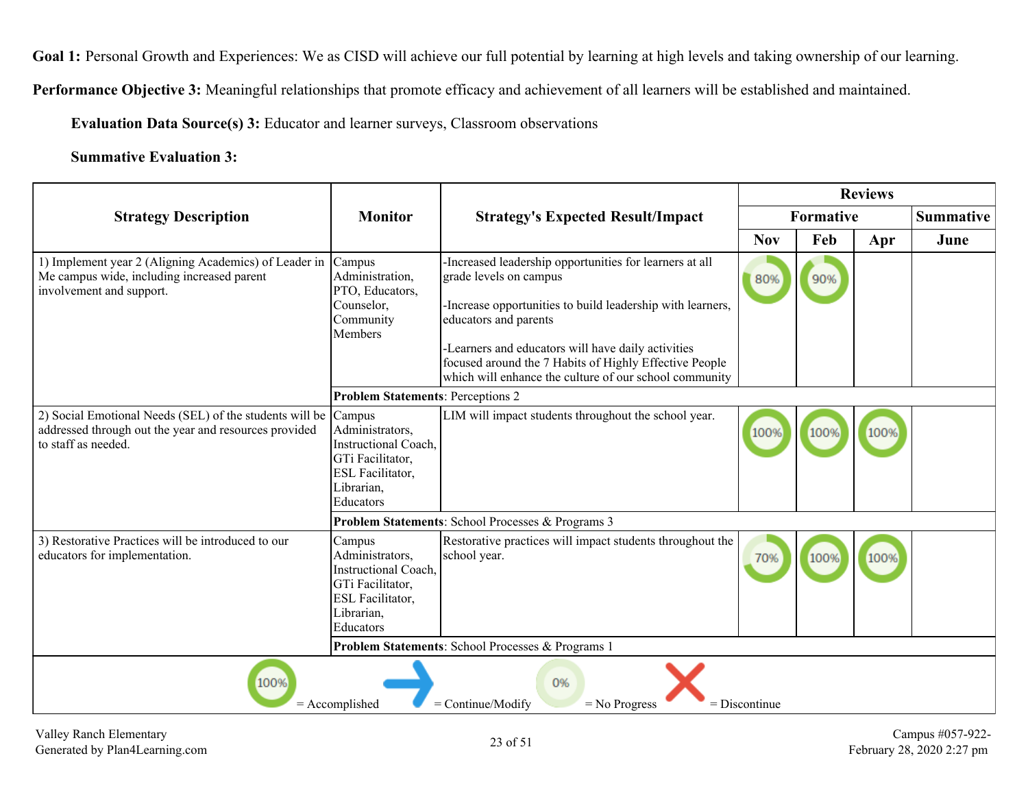**Goal 1:** Personal Growth and Experiences: We as CISD will achieve our full potential by learning at high levels and taking ownership of our learning.

**Performance Objective 3:** Meaningful relationships that promote efficacy and achievement of all learners will be established and maintained.

**Evaluation Data Source(s) 3:** Educator and learner surveys, Classroom observations

**Summative Evaluation 3:**

| Strategy Description | Monitor | Strategy's Expected Result/Impact | Reviews | | | |
|---|---|---|---|---|---|---|
| | | | Formative | | | Summative |
| | | | Nov | Feb | Apr | June |
| 1) Implement year 2 (Aligning Academics) of Leader in Me campus wide, including increased parent involvement and support. | Campus Administration, PTO, Educators, Counselor, Community Members | -Increased leadership opportunities for learners at all grade levels on campus<br><br>-Increase opportunities to build leadership with learners, educators and parents<br><br>-Learners and educators will have daily activities focused around the 7 Habits of Highly Effective People which will enhance the culture of our school community | 80% | 90% | | |
| | **Problem Statements**: Perceptions 2 | | | | | |
| 2) Social Emotional Needs (SEL) of the students will be addressed through out the year and resources provided to staff as needed. | Campus Administrators, Instructional Coach, GTi Facilitator, ESL Facilitator, Librarian, Educators | LIM will impact students throughout the school year. | 100% | 100% | 100% | |
| | **Problem Statements**: School Processes & Programs 3 | | | | | |
| 3) Restorative Practices will be introduced to our educators for implementation. | Campus Administrators, Instructional Coach, GTi Facilitator, ESL Facilitator, Librarian, Educators | Restorative practices will impact students throughout the school year. | 70% | 100% | 100% | |
| | **Problem Statements**: School Processes & Programs 1 | | | | | |

100% = Accomplished | → = Continue/Modify | 0% = No Progress | X = Discontinue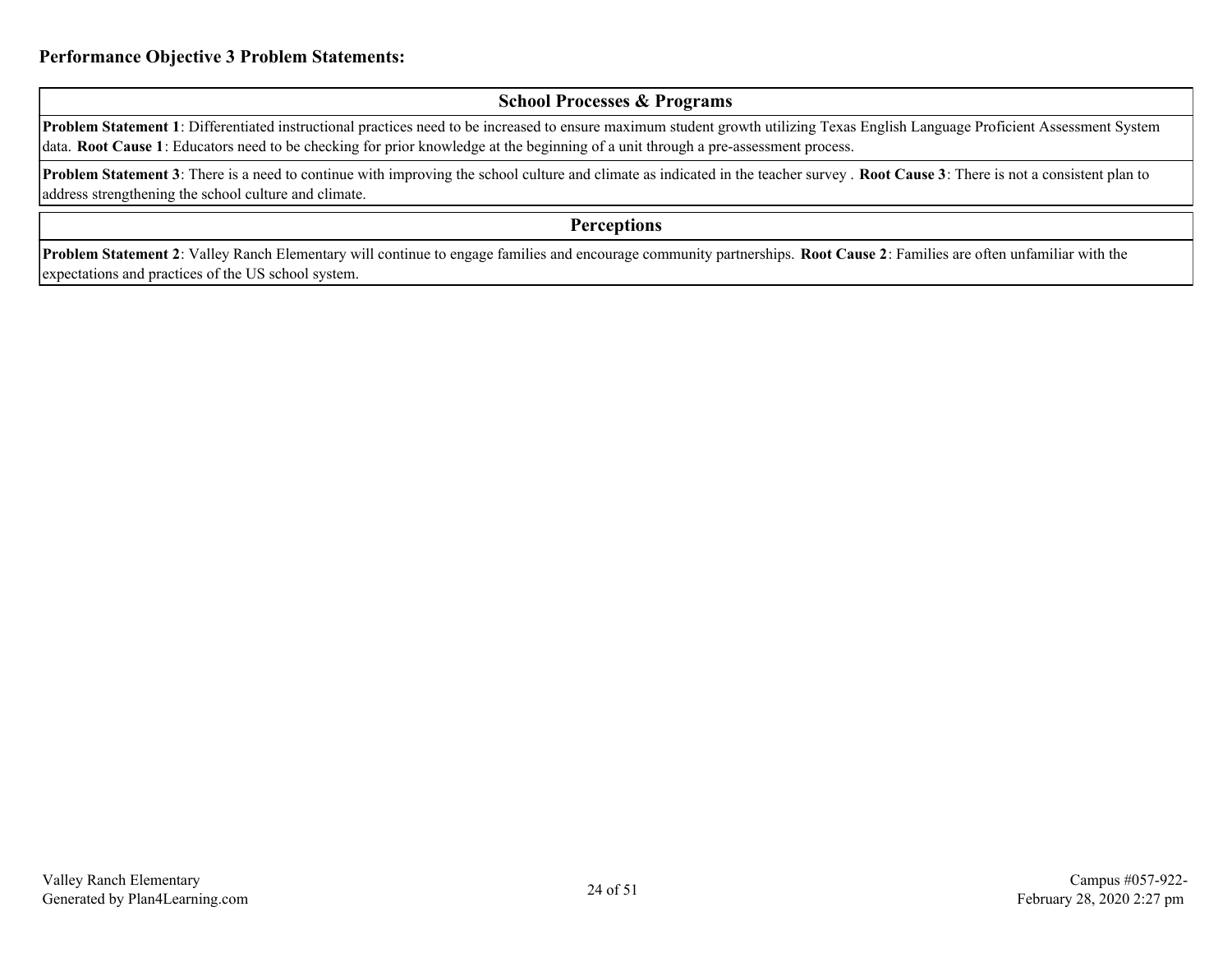**Performance Objective 3 Problem Statements:**

| School Processes & Programs |
| --- |
| **Problem Statement 1**: Differentiated instructional practices need to be increased to ensure maximum student growth utilizing Texas English Language Proficient Assessment System data. **Root Cause 1**: Educators need to be checking for prior knowledge at the beginning of a unit through a pre-assessment process. |
| **Problem Statement 3**: There is a need to continue with improving the school culture and climate as indicated in the teacher survey . **Root Cause 3**: There is not a consistent plan to address strengthening the school culture and climate. |

| Perceptions |
| --- |
| **Problem Statement 2**: Valley Ranch Elementary will continue to engage families and encourage community partnerships. **Root Cause 2**: Families are often unfamiliar with the expectations and practices of the US school system. |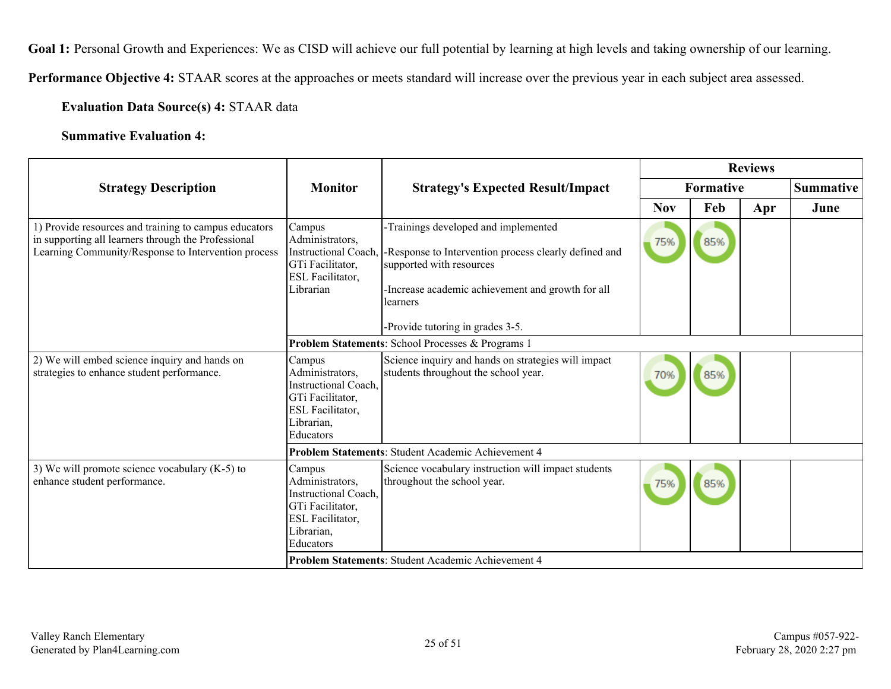**Goal 1:** Personal Growth and Experiences: We as CISD will achieve our full potential by learning at high levels and taking ownership of our learning.

**Performance Objective 4:** STAAR scores at the approaches or meets standard will increase over the previous year in each subject area assessed.

**Evaluation Data Source(s) 4:** STAAR data

**Summative Evaluation 4:**

| Strategy Description | Monitor | Strategy's Expected Result/Impact | Reviews | | | |
|---|---|---|---|---|---|---|
| | | | Formative | | | Summative |
| | | | Nov | Feb | Apr | June |
| 1) Provide resources and training to campus educators in supporting all learners through the Professional Learning Community/Response to Intervention process | Campus Administrators, Instructional Coach, GTi Facilitator, ESL Facilitator, Librarian | -Trainings developed and implemented<br><br>-Response to Intervention process clearly defined and supported with resources<br><br>-Increase academic achievement and growth for all learners<br><br>-Provide tutoring in grades 3-5. | 75% | 85% | | |
| | **Problem Statements**: School Processes & Programs 1 | | | | | |
| 2) We will embed science inquiry and hands on strategies to enhance student performance. | Campus Administrators, Instructional Coach, GTi Facilitator, ESL Facilitator, Librarian, Educators | Science inquiry and hands on strategies will impact students throughout the school year. | 70% | 85% | | |
| | **Problem Statements**: Student Academic Achievement 4 | | | | | |
| 3) We will promote science vocabulary (K-5) to enhance student performance. | Campus Administrators, Instructional Coach, GTi Facilitator, ESL Facilitator, Librarian, Educators | Science vocabulary instruction will impact students throughout the school year. | 75% | 85% | | |
| | **Problem Statements**: Student Academic Achievement 4 | | | | | |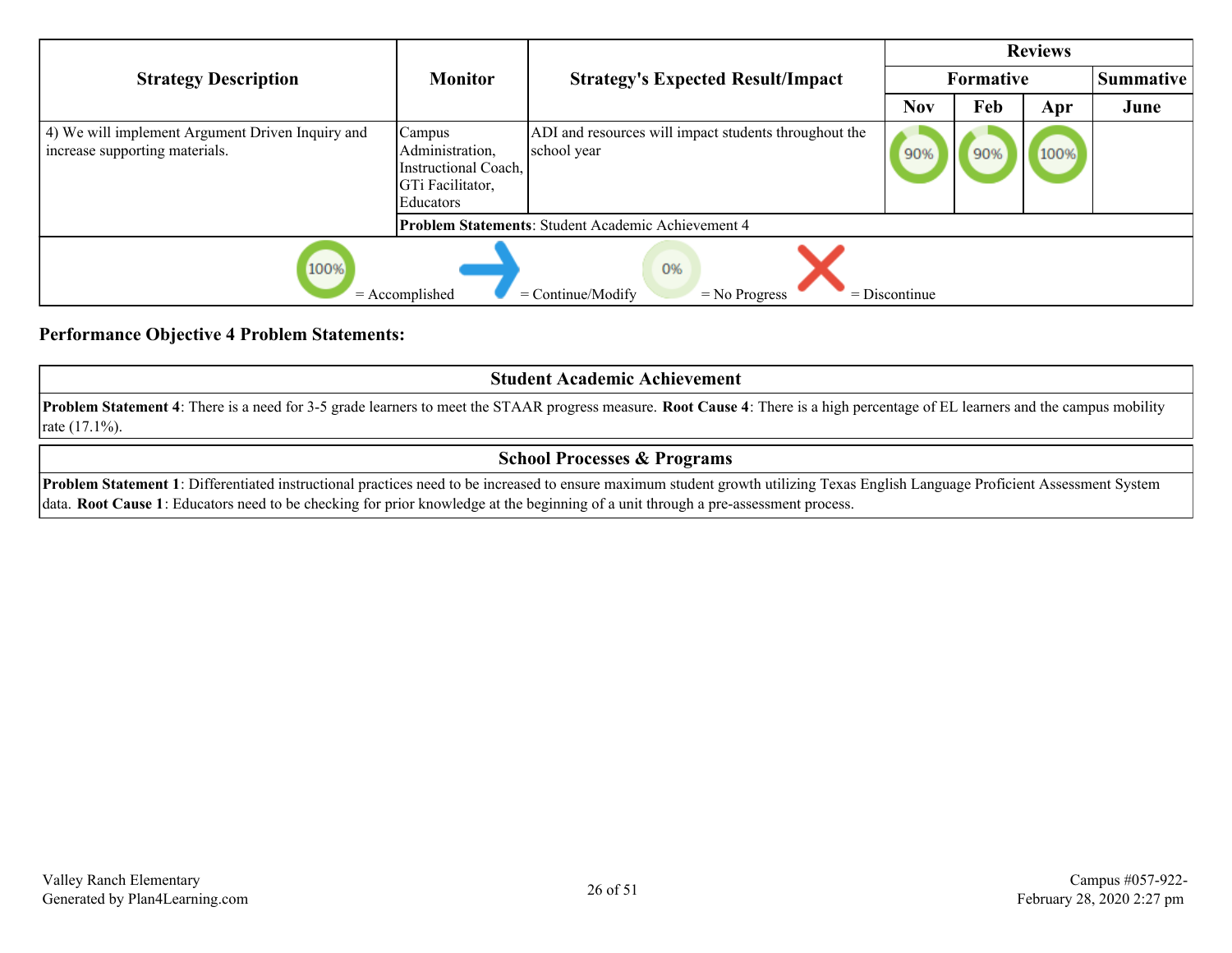| Strategy Description | Monitor | Strategy's Expected Result/Impact | Reviews | | | |
|---|---|---|---|---|---|---|
| | | | Formative | | | Summative |
| | | | Nov | Feb | Apr | June |
| 4) We will implement Argument Driven Inquiry and increase supporting materials. | Campus Administration, Instructional Coach, GTi Facilitator, Educators | ADI and resources will impact students throughout the school year | 90% | 90% | 100% | |
| | **Problem Statements**: Student Academic Achievement 4 | | | | | |

100% = Accomplished &nbsp;&nbsp; = Continue/Modify &nbsp;&nbsp; 0% = No Progress &nbsp;&nbsp; = Discontinue

**Performance Objective 4 Problem Statements:**

| Student Academic Achievement |
|---|
| **Problem Statement 4**: There is a need for 3-5 grade learners to meet the STAAR progress measure. **Root Cause 4**: There is a high percentage of EL learners and the campus mobility rate (17.1%). |

| School Processes & Programs |
|---|
| **Problem Statement 1**: Differentiated instructional practices need to be increased to ensure maximum student growth utilizing Texas English Language Proficient Assessment System data. **Root Cause 1**: Educators need to be checking for prior knowledge at the beginning of a unit through a pre-assessment process. |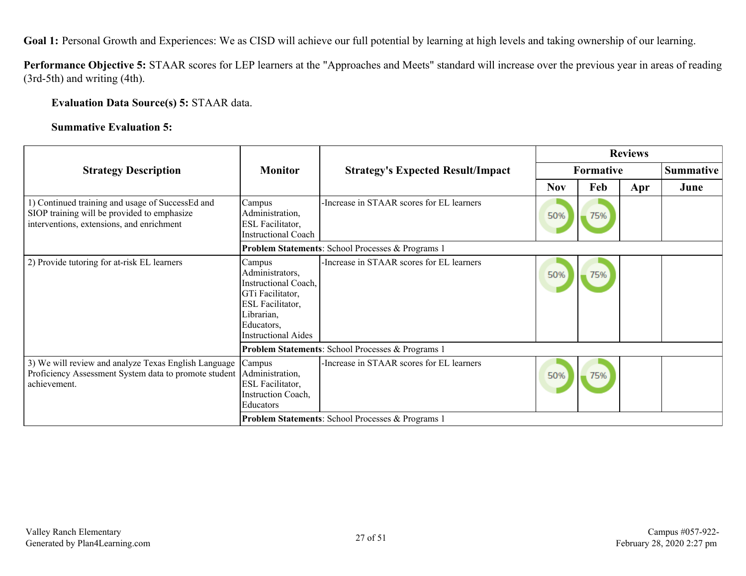**Goal 1:** Personal Growth and Experiences: We as CISD will achieve our full potential by learning at high levels and taking ownership of our learning.

**Performance Objective 5:** STAAR scores for LEP learners at the "Approaches and Meets" standard will increase over the previous year in areas of reading (3rd-5th) and writing (4th).

**Evaluation Data Source(s) 5:** STAAR data.

**Summative Evaluation 5:**

| Strategy Description | Monitor | Strategy's Expected Result/Impact | Reviews | | | |
|---|---|---|---|---|---|---|
| | | | Formative | | | Summative |
| | | | Nov | Feb | Apr | June |
| 1) Continued training and usage of SuccessEd and SIOP training will be provided to emphasize interventions, extensions, and enrichment | Campus Administration, ESL Facilitator, Instructional Coach | -Increase in STAAR scores for EL learners | 50% | 75% | | |
| | **Problem Statements**: School Processes & Programs 1 | | | | | |
| 2) Provide tutoring for at-risk EL learners | Campus Administrators, Instructional Coach, GTi Facilitator, ESL Facilitator, Librarian, Educators, Instructional Aides | -Increase in STAAR scores for EL learners | 50% | 75% | | |
| | **Problem Statements**: School Processes & Programs 1 | | | | | |
| 3) We will review and analyze Texas English Language Proficiency Assessment System data to promote student achievement. | Campus Administration, ESL Facilitator, Instruction Coach, Educators | -Increase in STAAR scores for EL learners | 50% | 75% | | |
| | **Problem Statements**: School Processes & Programs 1 | | | | | |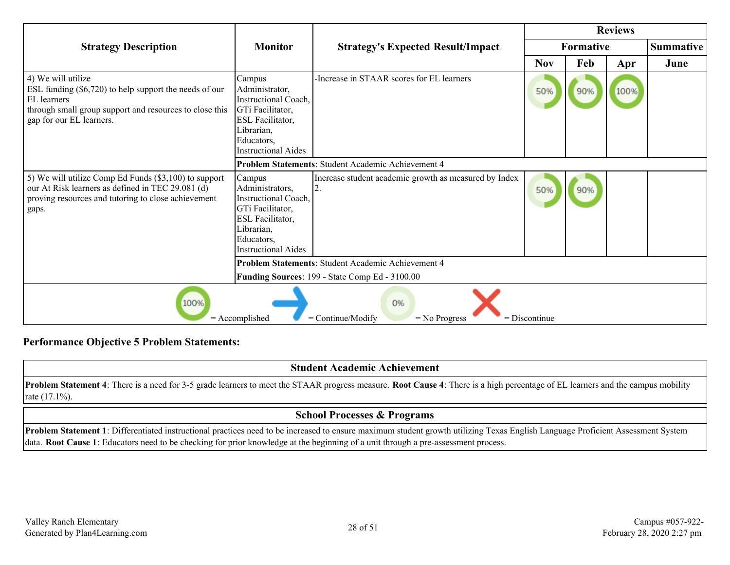| Strategy Description | Monitor | Strategy's Expected Result/Impact | Reviews | | | |
|---|---|---|---|---|---|---|
| | | | Formative | | | Summative |
| | | | Nov | Feb | Apr | June |
| 4) We will utilize ESL funding ($6,720) to help support the needs of our EL learners through small group support and resources to close this gap for our EL learners. | Campus Administrator, Instructional Coach, GTi Facilitator, ESL Facilitator, Librarian, Educators, Instructional Aides | -Increase in STAAR scores for EL learners | 50% | 90% | 100% | |
| | **Problem Statements**: Student Academic Achievement 4 | | | | | |
| 5) We will utilize Comp Ed Funds ($3,100) to support our At Risk learners as defined in TEC 29.081 (d) proving resources and tutoring to close achievement gaps. | Campus Administrators, Instructional Coach, GTi Facilitator, ESL Facilitator, Librarian, Educators, Instructional Aides | Increase student academic growth as measured by Index 2. | 50% | 90% | | |
| | **Problem Statements**: Student Academic Achievement 4<br>**Funding Sources**: 199 - State Comp Ed - 3100.00 | | | | | |

100% = Accomplished → = Continue/Modify 0% = No Progress X = Discontinue

**Performance Objective 5 Problem Statements:**

| Student Academic Achievement |
|---|
| **Problem Statement 4**: There is a need for 3-5 grade learners to meet the STAAR progress measure. **Root Cause 4**: There is a high percentage of EL learners and the campus mobility rate (17.1%). |

| School Processes & Programs |
|---|
| **Problem Statement 1**: Differentiated instructional practices need to be increased to ensure maximum student growth utilizing Texas English Language Proficient Assessment System data. **Root Cause 1**: Educators need to be checking for prior knowledge at the beginning of a unit through a pre-assessment process. |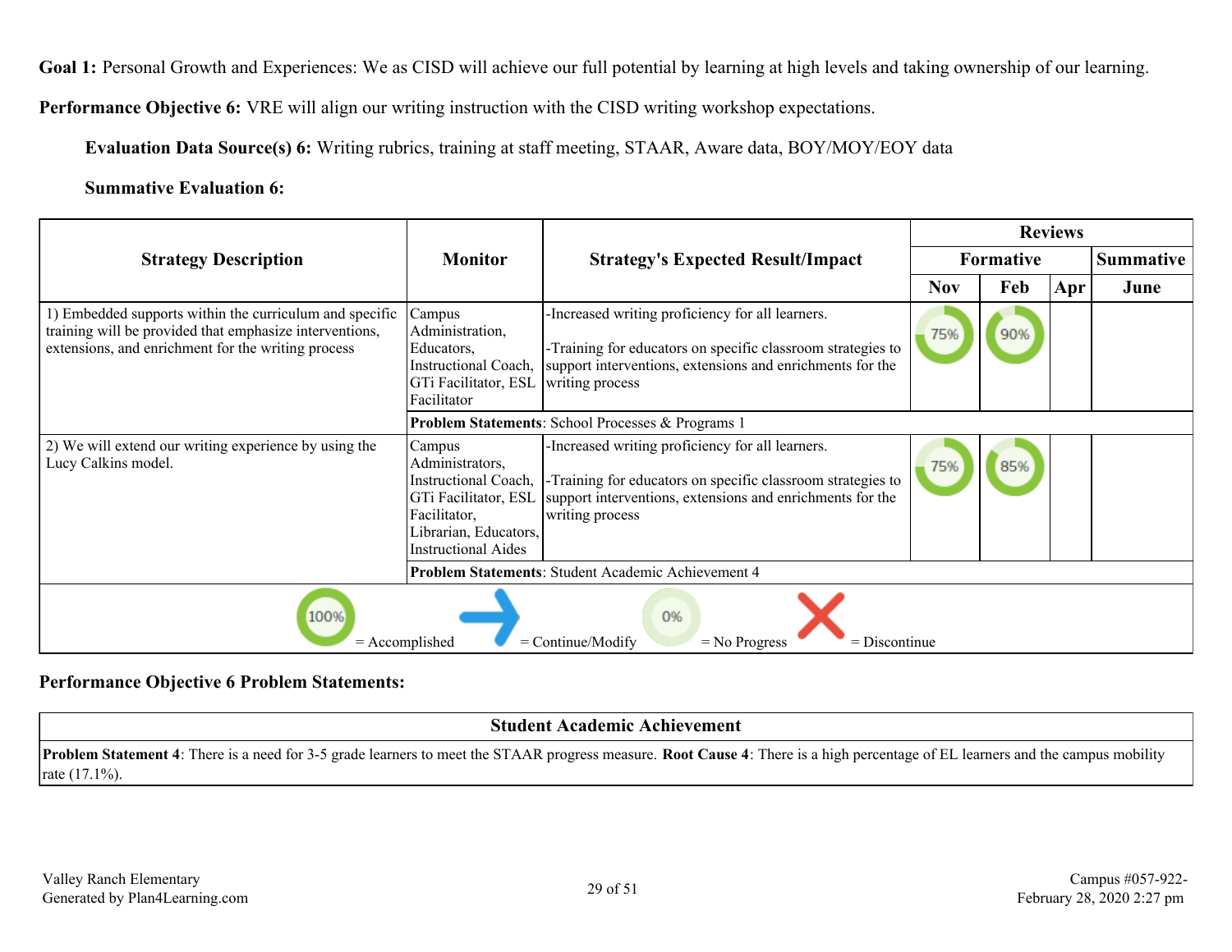**Goal 1:** Personal Growth and Experiences: We as CISD will achieve our full potential by learning at high levels and taking ownership of our learning.

**Performance Objective 6:** VRE will align our writing instruction with the CISD writing workshop expectations.

**Evaluation Data Source(s) 6:** Writing rubrics, training at staff meeting, STAAR, Aware data, BOY/MOY/EOY data

**Summative Evaluation 6:**

| Strategy Description | Monitor | Strategy's Expected Result/Impact | Reviews | | | |
|---|---|---|---|---|---|---|
| | | | Formative | | | Summative |
| | | | Nov | Feb | Apr | June |
| 1) Embedded supports within the curriculum and specific training will be provided that emphasize interventions, extensions, and enrichment for the writing process | Campus Administration, Educators, Instructional Coach, GTi Facilitator, ESL Facilitator | -Increased writing proficiency for all learners. -Training for educators on specific classroom strategies to support interventions, extensions and enrichments for the writing process | 75% | 90% | | |
| | **Problem Statements**: School Processes & Programs 1 | | | | | |
| 2) We will extend our writing experience by using the Lucy Calkins model. | Campus Administrators, Instructional Coach, GTi Facilitator, ESL Facilitator, Librarian, Educators, Instructional Aides | -Increased writing proficiency for all learners. -Training for educators on specific classroom strategies to support interventions, extensions and enrichments for the writing process | 75% | 85% | | |
| | **Problem Statements**: Student Academic Achievement 4 | | | | | |

100% = Accomplished | → = Continue/Modify | 0% = No Progress | X = Discontinue

**Performance Objective 6 Problem Statements:**

| Student Academic Achievement |
|---|
| **Problem Statement 4**: There is a need for 3-5 grade learners to meet the STAAR progress measure. **Root Cause 4**: There is a high percentage of EL learners and the campus mobility rate (17.1%). |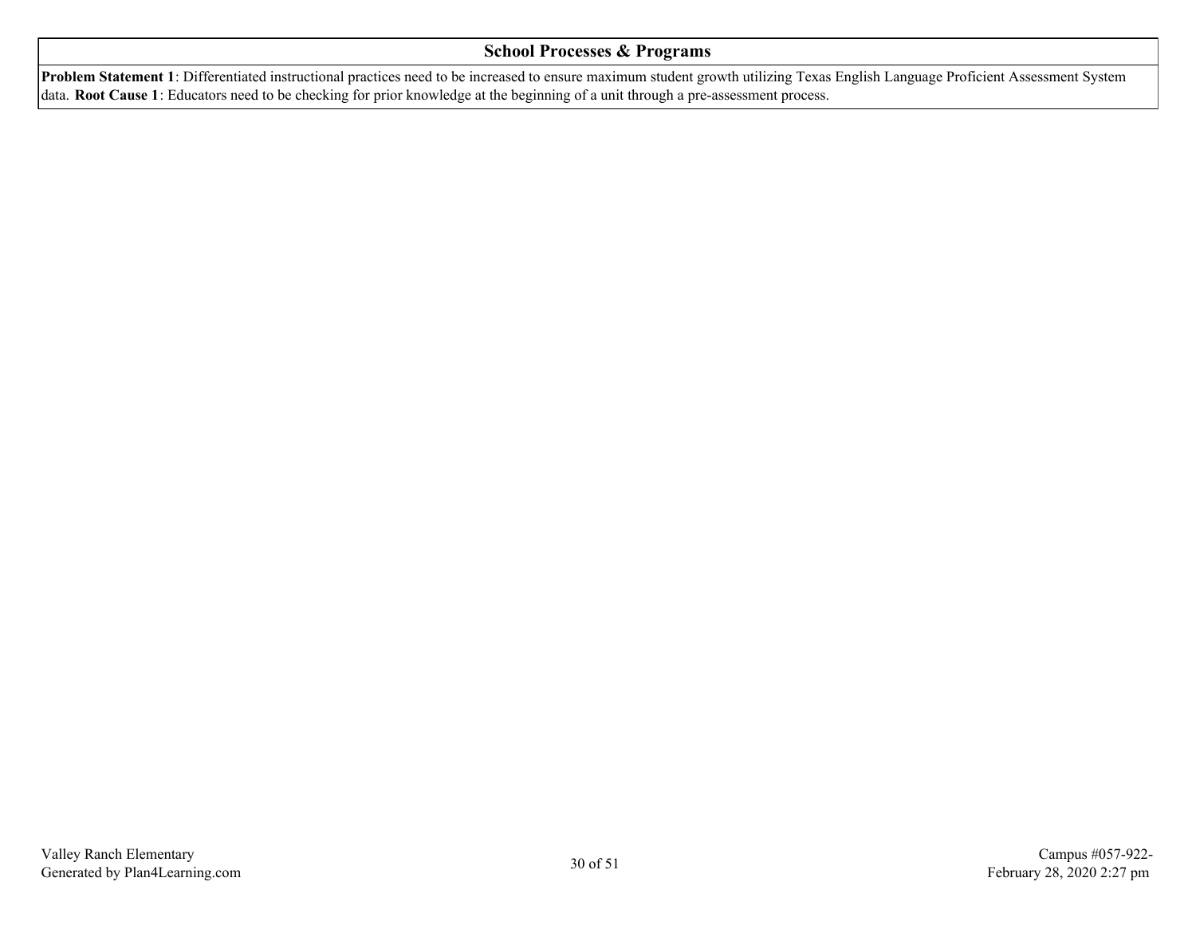| School Processes & Programs |
|---|
| **Problem Statement 1**: Differentiated instructional practices need to be increased to ensure maximum student growth utilizing Texas English Language Proficient Assessment System data. **Root Cause 1**: Educators need to be checking for prior knowledge at the beginning of a unit through a pre-assessment process. |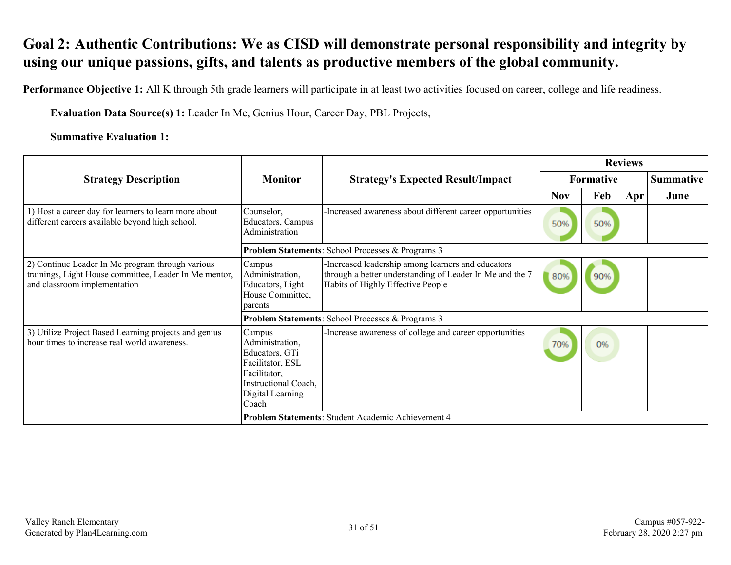# Goal 2: Authentic Contributions: We as CISD will demonstrate personal responsibility and integrity by using our unique passions, gifts, and talents as productive members of the global community.

**Performance Objective 1:** All K through 5th grade learners will participate in at least two activities focused on career, college and life readiness.

**Evaluation Data Source(s) 1:** Leader In Me, Genius Hour, Career Day, PBL Projects,

**Summative Evaluation 1:**

| Strategy Description | Monitor | Strategy's Expected Result/Impact | Reviews | | | |
|---|---|---|---|---|---|---|
| | | | Formative | | | Summative |
| | | | Nov | Feb | Apr | June |
| 1) Host a career day for learners to learn more about different careers available beyond high school. | Counselor, Educators, Campus Administration | -Increased awareness about different career opportunities | 50% | 50% | | |
| | **Problem Statements**: School Processes & Programs 3 | | | | | |
| 2) Continue Leader In Me program through various trainings, Light House committee, Leader In Me mentor, and classroom implementation | Campus Administration, Educators, Light House Committee, parents | -Increased leadership among learners and educators through a better understanding of Leader In Me and the 7 Habits of Highly Effective People | 80% | 90% | | |
| | **Problem Statements**: School Processes & Programs 3 | | | | | |
| 3) Utilize Project Based Learning projects and genius hour times to increase real world awareness. | Campus Administration, Educators, GTi Facilitator, ESL Facilitator, Instructional Coach, Digital Learning Coach | -Increase awareness of college and career opportunities | 70% | 0% | | |
| | **Problem Statements**: Student Academic Achievement 4 | | | | | |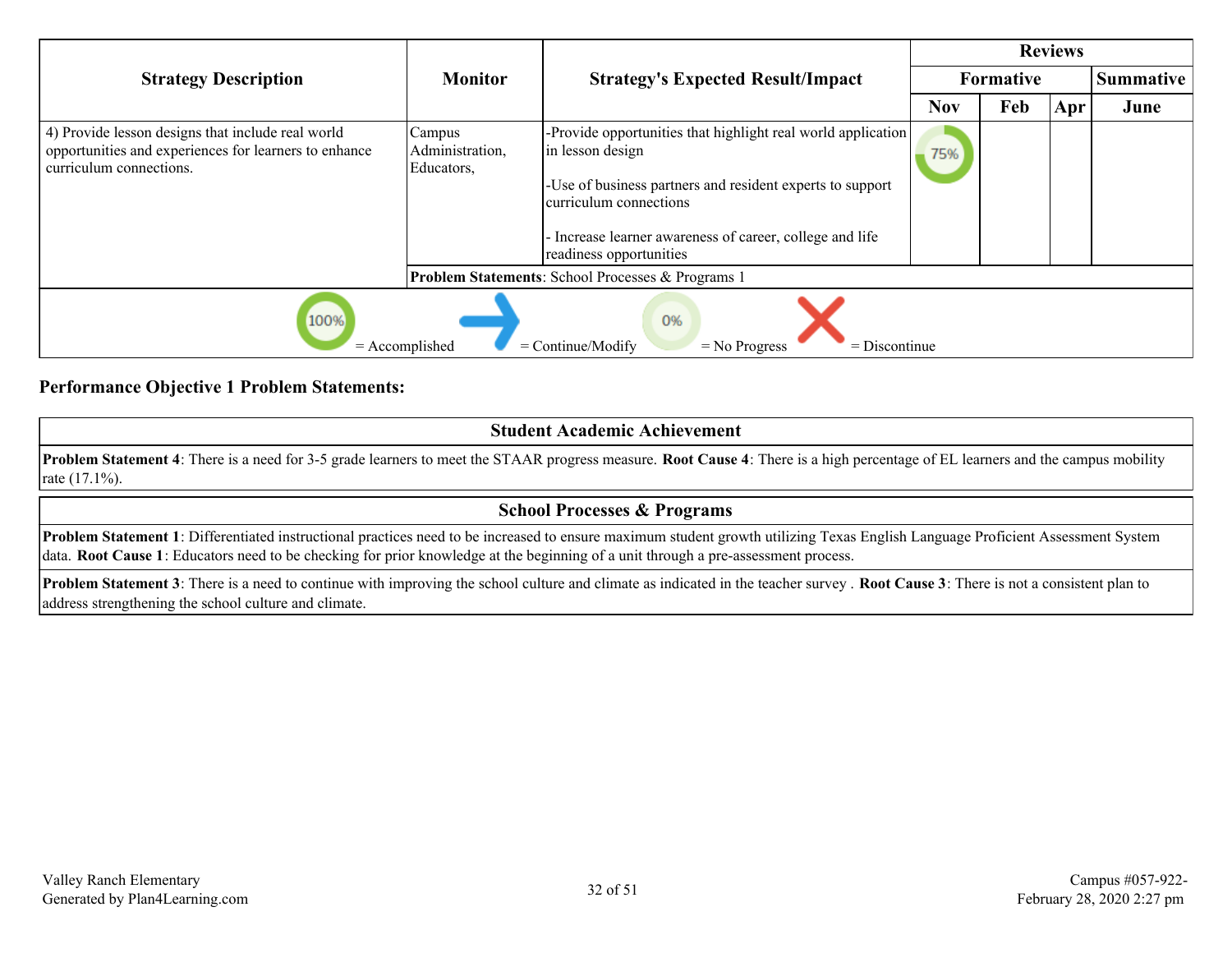| Strategy Description | Monitor | Strategy's Expected Result/Impact | Reviews | | | |
|---|---|---|---|---|---|---|
| | | | Formative | | | Summative |
| | | | Nov | Feb | Apr | June |
| 4) Provide lesson designs that include real world opportunities and experiences for learners to enhance curriculum connections. | Campus Administration, Educators, | -Provide opportunities that highlight real world application in lesson design<br><br>-Use of business partners and resident experts to support curriculum connections<br><br>- Increase learner awareness of career, college and life readiness opportunities | 75% | | | |
| | **Problem Statements**: School Processes & Programs 1 | | | | | |

100% = Accomplished → = Continue/Modify 0% = No Progress X = Discontinue

**Performance Objective 1 Problem Statements:**

| Student Academic Achievement |
|---|
| **Problem Statement 4**: There is a need for 3-5 grade learners to meet the STAAR progress measure. **Root Cause 4**: There is a high percentage of EL learners and the campus mobility rate (17.1%). |

| School Processes & Programs |
|---|
| **Problem Statement 1**: Differentiated instructional practices need to be increased to ensure maximum student growth utilizing Texas English Language Proficient Assessment System data. **Root Cause 1**: Educators need to be checking for prior knowledge at the beginning of a unit through a pre-assessment process. |
| **Problem Statement 3**: There is a need to continue with improving the school culture and climate as indicated in the teacher survey . **Root Cause 3**: There is not a consistent plan to address strengthening the school culture and climate. |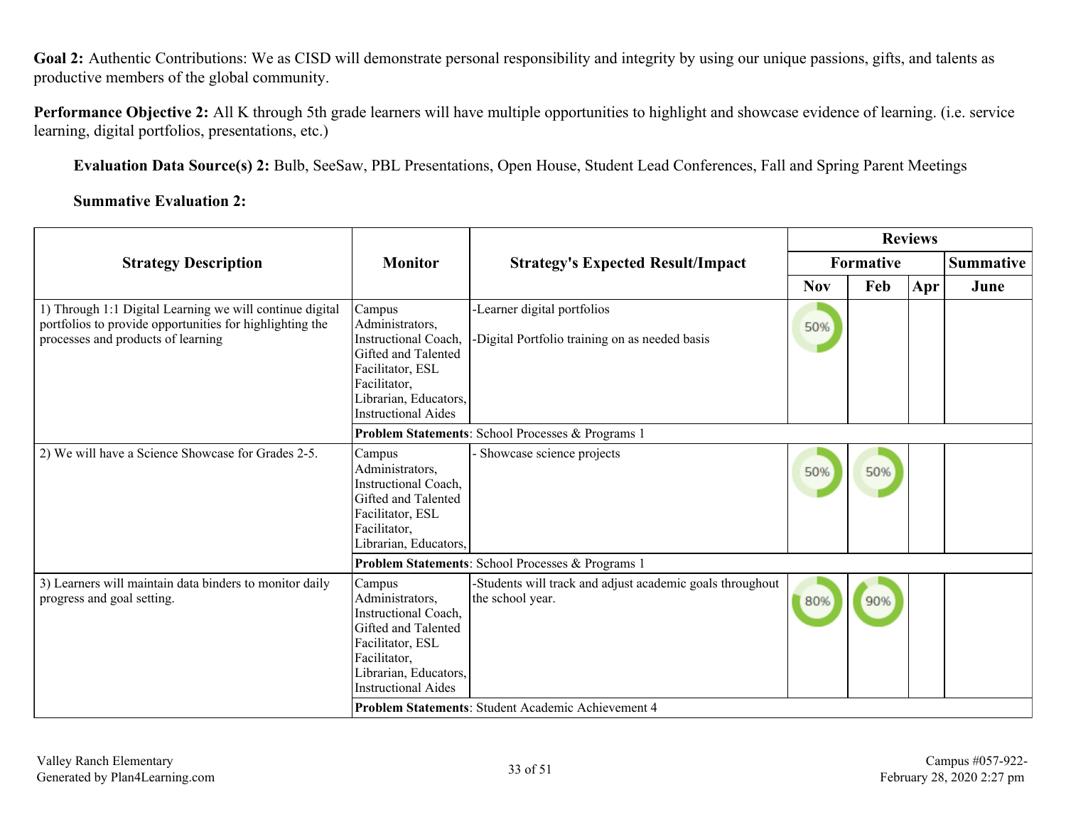**Goal 2:** Authentic Contributions: We as CISD will demonstrate personal responsibility and integrity by using our unique passions, gifts, and talents as productive members of the global community.

**Performance Objective 2:** All K through 5th grade learners will have multiple opportunities to highlight and showcase evidence of learning. (i.e. service learning, digital portfolios, presentations, etc.)

**Evaluation Data Source(s) 2:** Bulb, SeeSaw, PBL Presentations, Open House, Student Lead Conferences, Fall and Spring Parent Meetings

**Summative Evaluation 2:**

| Strategy Description | Monitor | Strategy's Expected Result/Impact | Reviews | | | |
|---|---|---|---|---|---|---|
| | | | Formative | | | Summative |
| | | | Nov | Feb | Apr | June |
| 1) Through 1:1 Digital Learning we will continue digital portfolios to provide opportunities for highlighting the processes and products of learning | Campus Administrators, Instructional Coach, Gifted and Talented Facilitator, ESL Facilitator, Librarian, Educators, Instructional Aides | -Learner digital portfolios<br><br>-Digital Portfolio training on as needed basis | 50% | | | |
| | **Problem Statements**: School Processes & Programs 1 | | | | | |
| 2) We will have a Science Showcase for Grades 2-5. | Campus Administrators, Instructional Coach, Gifted and Talented Facilitator, ESL Facilitator, Librarian, Educators, | - Showcase science projects | 50% | 50% | | |
| | **Problem Statements**: School Processes & Programs 1 | | | | | |
| 3) Learners will maintain data binders to monitor daily progress and goal setting. | Campus Administrators, Instructional Coach, Gifted and Talented Facilitator, ESL Facilitator, Librarian, Educators, Instructional Aides | -Students will track and adjust academic goals throughout the school year. | 80% | 90% | | |
| | **Problem Statements**: Student Academic Achievement 4 | | | | | |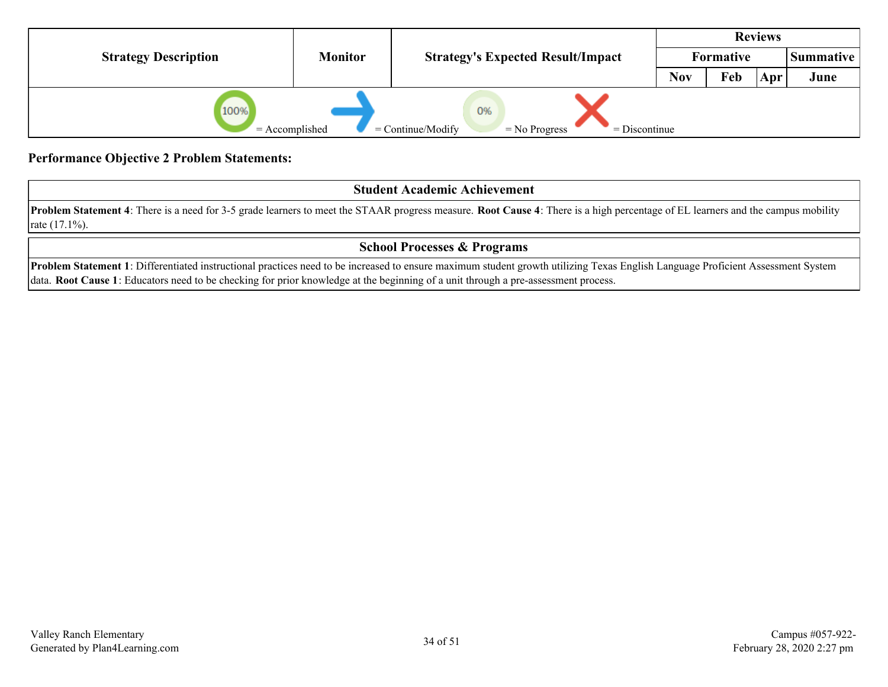| Strategy Description | Monitor | Strategy's Expected Result/Impact | Reviews | | | |
|---|---|---|---|---|---|---|
| | | | Formative | | | Summative |
| | | | Nov | Feb | Apr | June |
| 100% = Accomplished → = Continue/Modify 0% = No Progress X = Discontinue | | | | | | |

**Performance Objective 2 Problem Statements:**

| Student Academic Achievement |
|---|
| **Problem Statement 4**: There is a need for 3-5 grade learners to meet the STAAR progress measure. **Root Cause 4**: There is a high percentage of EL learners and the campus mobility rate (17.1%). |

| School Processes & Programs |
|---|
| **Problem Statement 1**: Differentiated instructional practices need to be increased to ensure maximum student growth utilizing Texas English Language Proficient Assessment System data. **Root Cause 1**: Educators need to be checking for prior knowledge at the beginning of a unit through a pre-assessment process. |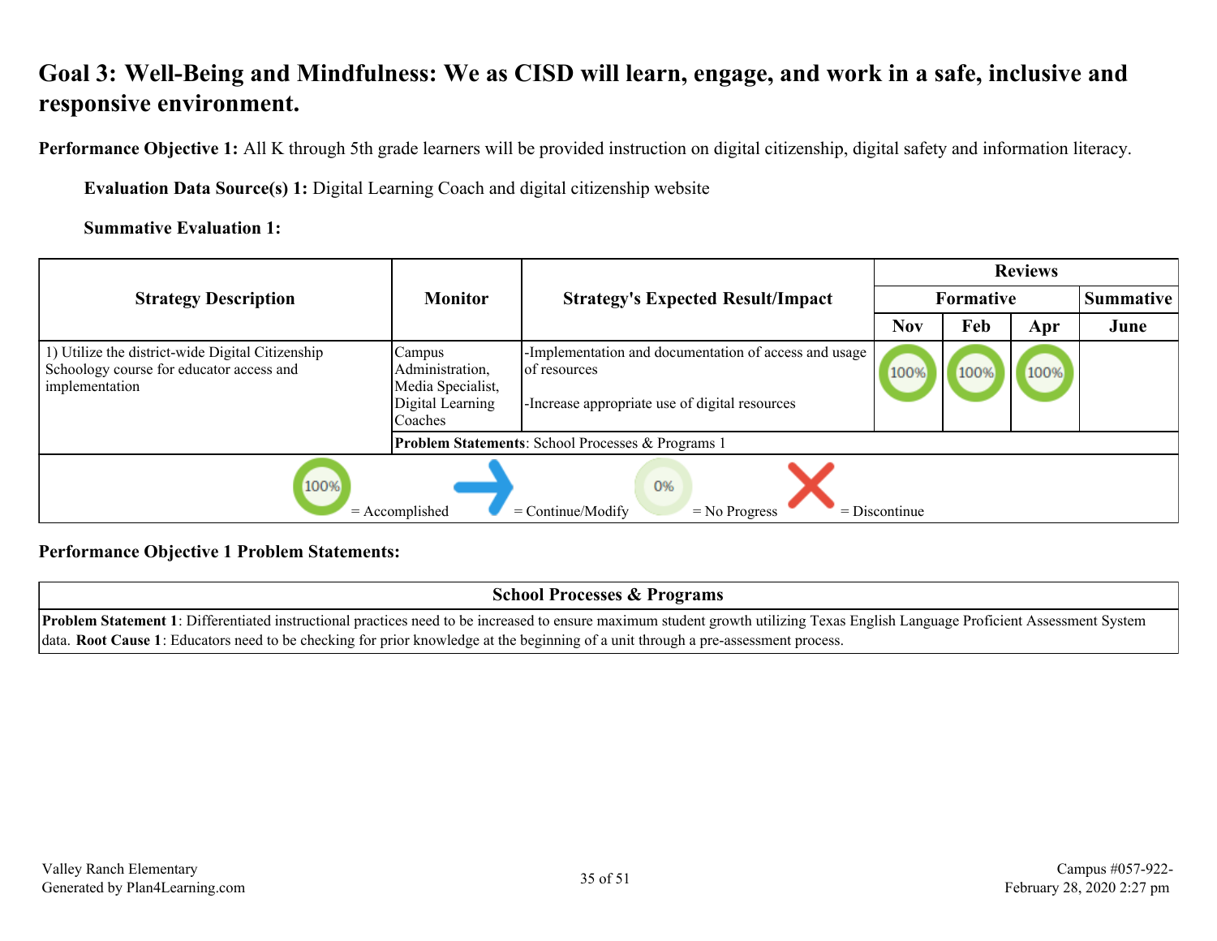## Goal 3: Well-Being and Mindfulness: We as CISD will learn, engage, and work in a safe, inclusive and responsive environment.

**Performance Objective 1:** All K through 5th grade learners will be provided instruction on digital citizenship, digital safety and information literacy.

**Evaluation Data Source(s) 1:** Digital Learning Coach and digital citizenship website

**Summative Evaluation 1:**

| Strategy Description | Monitor | Strategy's Expected Result/Impact | Reviews | | | |
|---|---|---|---|---|---|---|
| | | | Formative | | | Summative |
| | | | Nov | Feb | Apr | June |
| 1) Utilize the district-wide Digital Citizenship Schoology course for educator access and implementation | Campus Administration, Media Specialist, Digital Learning Coaches | -Implementation and documentation of access and usage of resources<br><br>-Increase appropriate use of digital resources | 100% | 100% | 100% | |
| | **Problem Statements**: School Processes & Programs 1 | | | | | |

100% = Accomplished → = Continue/Modify 0% = No Progress X = Discontinue

**Performance Objective 1 Problem Statements:**

| School Processes & Programs |
|---|
| **Problem Statement 1**: Differentiated instructional practices need to be increased to ensure maximum student growth utilizing Texas English Language Proficient Assessment System data. **Root Cause 1**: Educators need to be checking for prior knowledge at the beginning of a unit through a pre-assessment process. |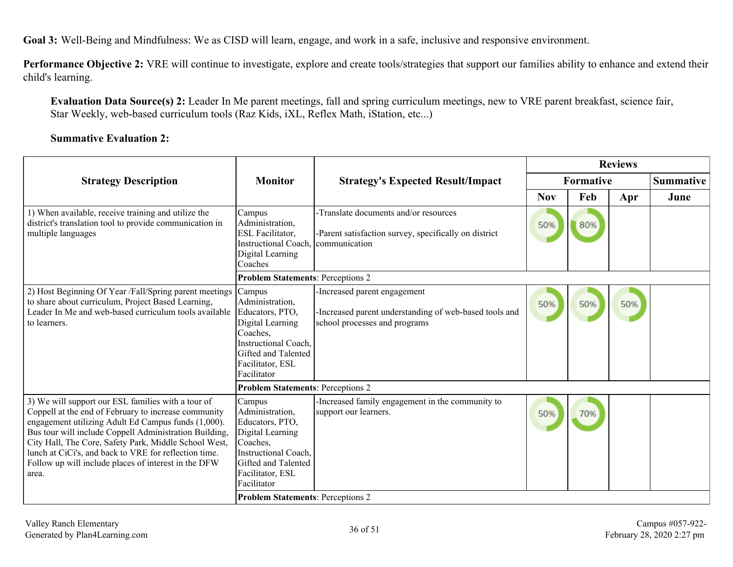**Goal 3:** Well-Being and Mindfulness: We as CISD will learn, engage, and work in a safe, inclusive and responsive environment.

**Performance Objective 2:** VRE will continue to investigate, explore and create tools/strategies that support our families ability to enhance and extend their child's learning.

**Evaluation Data Source(s) 2:** Leader In Me parent meetings, fall and spring curriculum meetings, new to VRE parent breakfast, science fair, Star Weekly, web-based curriculum tools (Raz Kids, iXL, Reflex Math, iStation, etc...)

**Summative Evaluation 2:**

| Strategy Description | Monitor | Strategy's Expected Result/Impact | Reviews | | | |
|---|---|---|---|---|---|---|
| | | | Formative | | | Summative |
| | | | Nov | Feb | Apr | June |
| 1) When available, receive training and utilize the district's translation tool to provide communication in multiple languages | Campus Administration, ESL Facilitator, Instructional Coach, Digital Learning Coaches | -Translate documents and/or resources<br><br>-Parent satisfaction survey, specifically on district communication | 50% | 80% | | |
| | **Problem Statements**: Perceptions 2 | | | | | |
| 2) Host Beginning Of Year /Fall/Spring parent meetings to share about curriculum, Project Based Learning, Leader In Me and web-based curriculum tools available to learners. | Campus Administration, Educators, PTO, Digital Learning Coaches, Instructional Coach, Gifted and Talented Facilitator, ESL Facilitator | -Increased parent engagement<br><br>-Increased parent understanding of web-based tools and school processes and programs | 50% | 50% | 50% | |
| | **Problem Statements**: Perceptions 2 | | | | | |
| 3) We will support our ESL families with a tour of Coppell at the end of February to increase community engagement utilizing Adult Ed Campus funds (1,000). Bus tour will include Coppell Administration Building, City Hall, The Core, Safety Park, Middle School West, lunch at CiCi's, and back to VRE for reflection time. Follow up will include places of interest in the DFW area. | Campus Administration, Educators, PTO, Digital Learning Coaches, Instructional Coach, Gifted and Talented Facilitator, ESL Facilitator | -Increased family engagement in the community to support our learners. | 50% | 70% | | |
| | **Problem Statements**: Perceptions 2 | | | | | |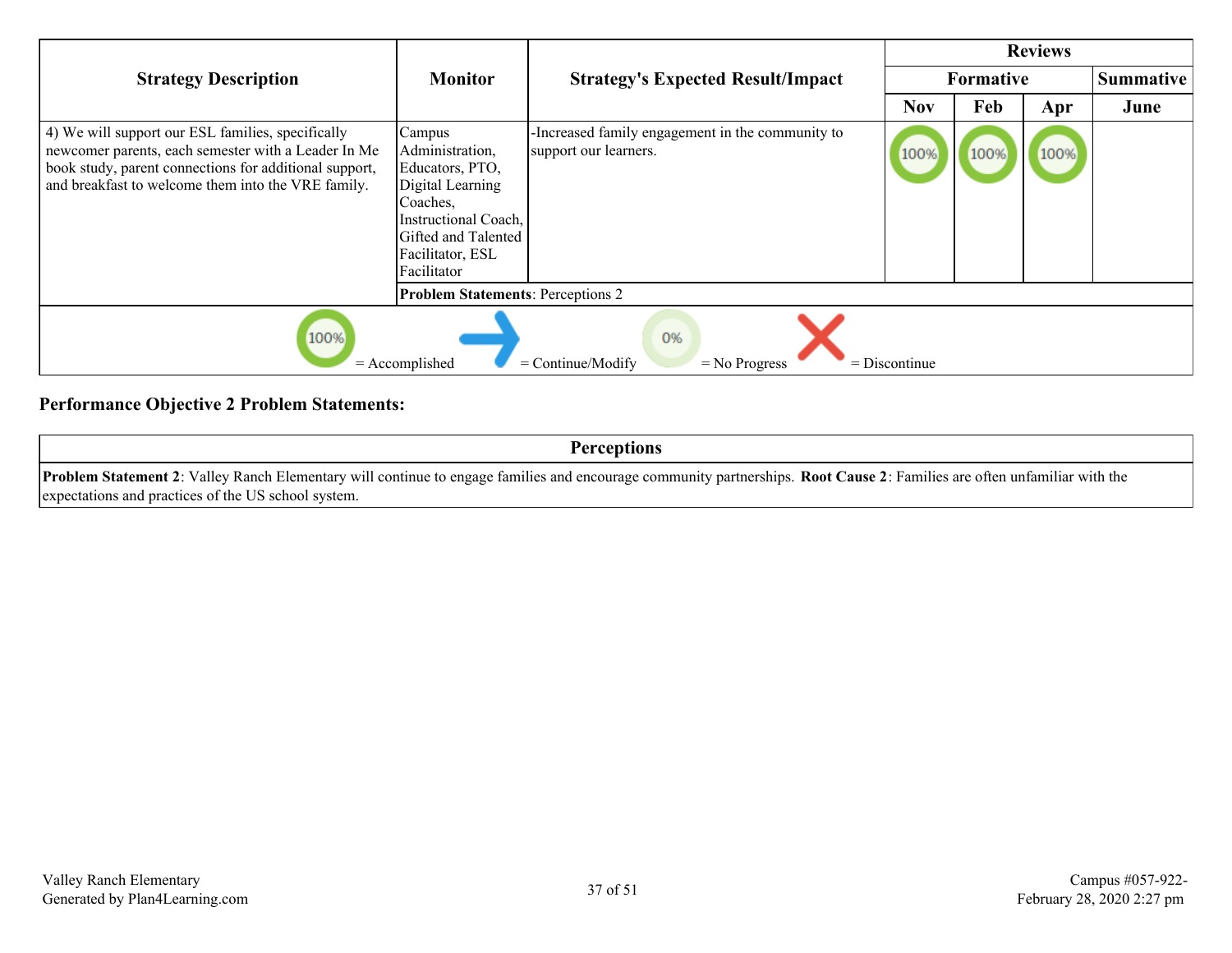| Strategy Description | Monitor | Strategy's Expected Result/Impact | Reviews | | | |
|---|---|---|---|---|---|---|
| | | | Formative | | | Summative |
| | | | Nov | Feb | Apr | June |
| 4) We will support our ESL families, specifically newcomer parents, each semester with a Leader In Me book study, parent connections for additional support, and breakfast to welcome them into the VRE family. | Campus Administration, Educators, PTO, Digital Learning Coaches, Instructional Coach, Gifted and Talented Facilitator, ESL Facilitator | -Increased family engagement in the community to support our learners. | 100% | 100% | 100% | |
| | **Problem Statements**: Perceptions 2 | | | | | |

100% = Accomplished, → = Continue/Modify, 0% = No Progress, X = Discontinue

### Performance Objective 2 Problem Statements:

| Perceptions |
|---|
| **Problem Statement 2**: Valley Ranch Elementary will continue to engage families and encourage community partnerships. **Root Cause 2**: Families are often unfamiliar with the expectations and practices of the US school system. |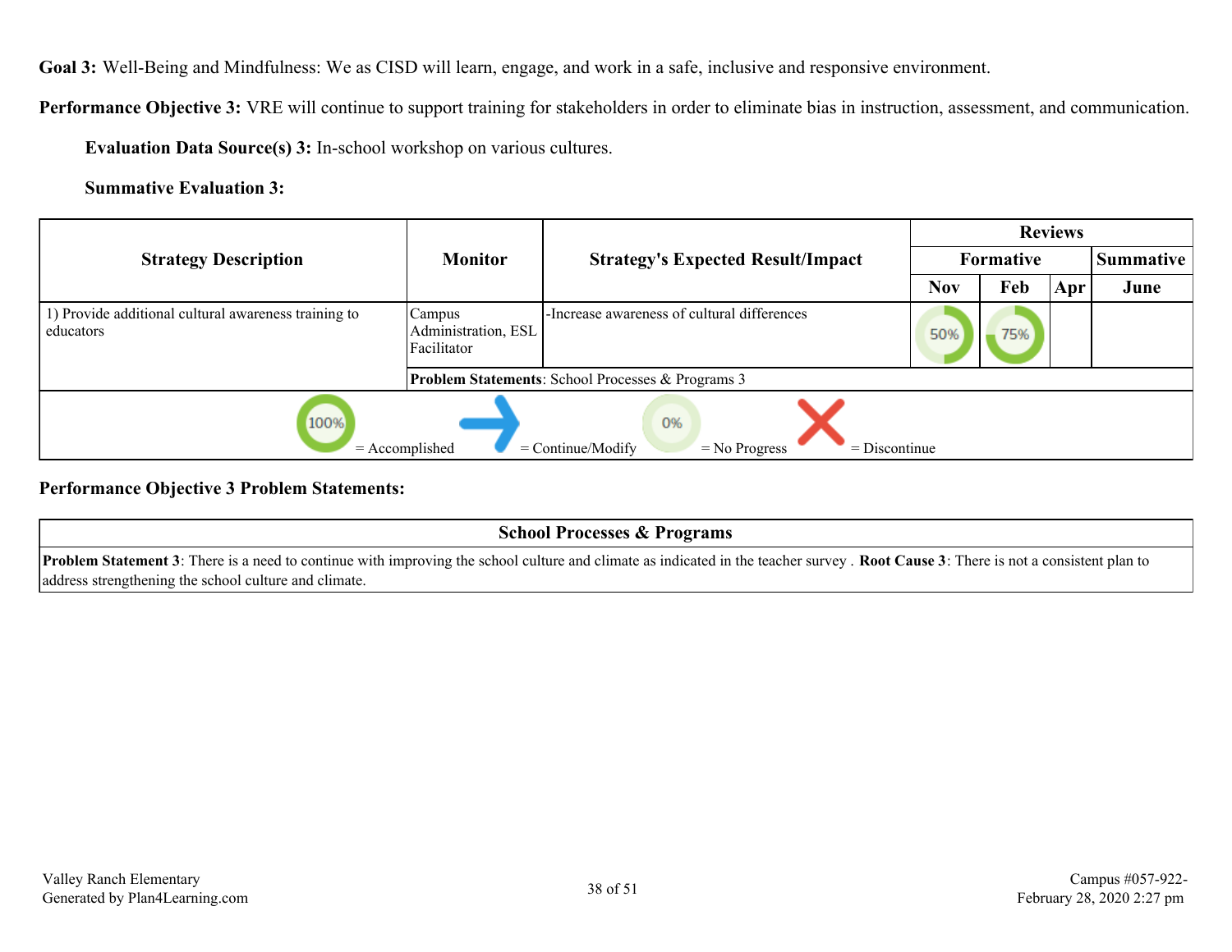**Goal 3:** Well-Being and Mindfulness: We as CISD will learn, engage, and work in a safe, inclusive and responsive environment.

**Performance Objective 3:** VRE will continue to support training for stakeholders in order to eliminate bias in instruction, assessment, and communication.

**Evaluation Data Source(s) 3:** In-school workshop on various cultures.

**Summative Evaluation 3:**

| Strategy Description | Monitor | Strategy's Expected Result/Impact | Reviews | | | |
|---|---|---|---|---|---|---|
| | | | Formative | | | Summative |
| | | | Nov | Feb | Apr | June |
| 1) Provide additional cultural awareness training to educators | Campus Administration, ESL Facilitator | -Increase awareness of cultural differences | 50% | 75% | | |
| | **Problem Statements**: School Processes & Programs 3 | | | | | |

100% = Accomplished | → = Continue/Modify | 0% = No Progress | X = Discontinue

**Performance Objective 3 Problem Statements:**

| School Processes & Programs |
|---|
| **Problem Statement 3**: There is a need to continue with improving the school culture and climate as indicated in the teacher survey . **Root Cause 3**: There is not a consistent plan to address strengthening the school culture and climate. |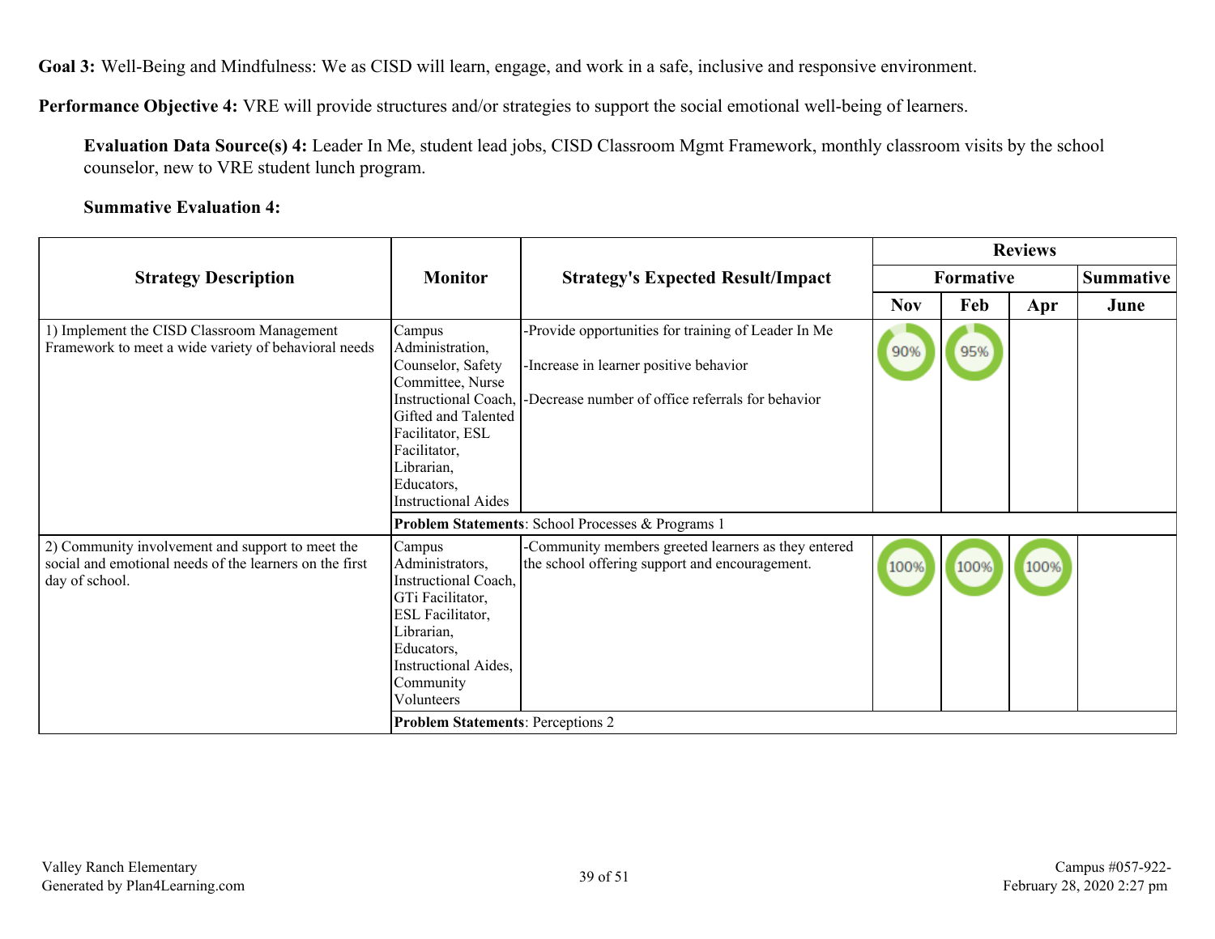**Goal 3:** Well-Being and Mindfulness: We as CISD will learn, engage, and work in a safe, inclusive and responsive environment.

**Performance Objective 4:** VRE will provide structures and/or strategies to support the social emotional well-being of learners.

**Evaluation Data Source(s) 4:** Leader In Me, student lead jobs, CISD Classroom Mgmt Framework, monthly classroom visits by the school counselor, new to VRE student lunch program.

**Summative Evaluation 4:**

| Strategy Description | Monitor | Strategy's Expected Result/Impact | Reviews | | | |
|---|---|---|---|---|---|---|
| | | | Formative | | | Summative |
| | | | Nov | Feb | Apr | June |
| 1) Implement the CISD Classroom Management Framework to meet a wide variety of behavioral needs | Campus Administration, Counselor, Safety Committee, Nurse Instructional Coach, Gifted and Talented Facilitator, ESL Facilitator, Librarian, Educators, Instructional Aides | -Provide opportunities for training of Leader In Me<br><br>-Increase in learner positive behavior<br><br>-Decrease number of office referrals for behavior | 90% | 95% | | |
| | **Problem Statements**: School Processes & Programs 1 | | | | | |
| 2) Community involvement and support to meet the social and emotional needs of the learners on the first day of school. | Campus Administrators, Instructional Coach, GTi Facilitator, ESL Facilitator, Librarian, Educators, Instructional Aides, Community Volunteers | -Community members greeted learners as they entered the school offering support and encouragement. | 100% | 100% | 100% | |
| | **Problem Statements**: Perceptions 2 | | | | | |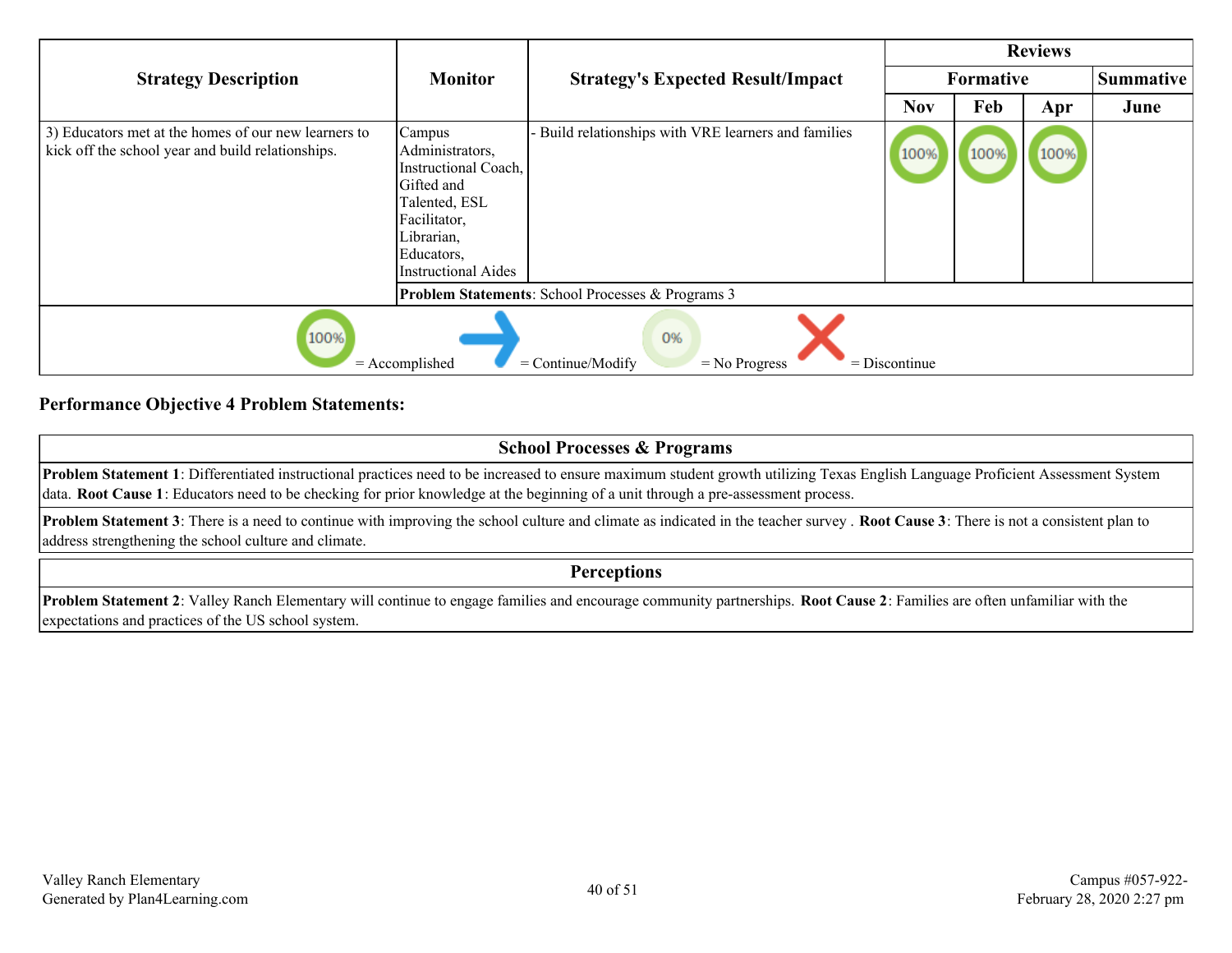| Strategy Description | Monitor | Strategy's Expected Result/Impact | Reviews | | | |
|---|---|---|---|---|---|---|
| | | | Formative | | | Summative |
| | | | Nov | Feb | Apr | June |
| 3) Educators met at the homes of our new learners to kick off the school year and build relationships. | Campus Administrators, Instructional Coach, Gifted and Talented, ESL Facilitator, Librarian, Educators, Instructional Aides | - Build relationships with VRE learners and families | 100% | 100% | 100% | |
| | **Problem Statements**: School Processes & Programs 3 | | | | | |

100% = Accomplished → = Continue/Modify 0% = No Progress X = Discontinue

**Performance Objective 4 Problem Statements:**

| School Processes & Programs |
|---|
| **Problem Statement 1**: Differentiated instructional practices need to be increased to ensure maximum student growth utilizing Texas English Language Proficient Assessment System data. **Root Cause 1**: Educators need to be checking for prior knowledge at the beginning of a unit through a pre-assessment process. |
| **Problem Statement 3**: There is a need to continue with improving the school culture and climate as indicated in the teacher survey . **Root Cause 3**: There is not a consistent plan to address strengthening the school culture and climate. |

| Perceptions |
|---|
| **Problem Statement 2**: Valley Ranch Elementary will continue to engage families and encourage community partnerships. **Root Cause 2**: Families are often unfamiliar with the expectations and practices of the US school system. |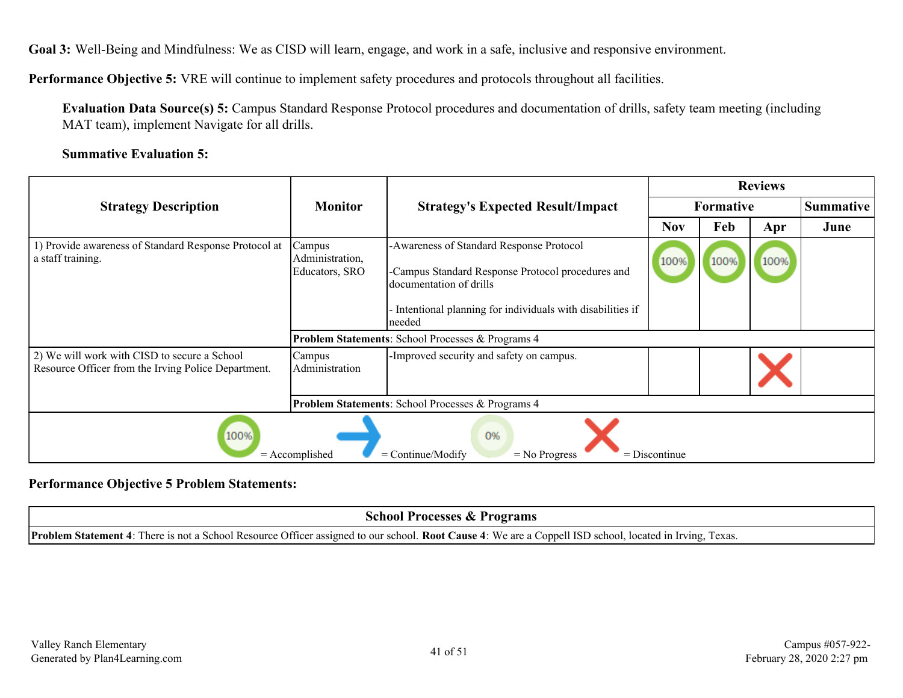**Goal 3:** Well-Being and Mindfulness: We as CISD will learn, engage, and work in a safe, inclusive and responsive environment.

**Performance Objective 5:** VRE will continue to implement safety procedures and protocols throughout all facilities.

**Evaluation Data Source(s) 5:** Campus Standard Response Protocol procedures and documentation of drills, safety team meeting (including MAT team), implement Navigate for all drills.

**Summative Evaluation 5:**

| Strategy Description | Monitor | Strategy's Expected Result/Impact | Reviews | | | |
|---|---|---|---|---|---|---|
| | | | Formative | | | Summative |
| | | | Nov | Feb | Apr | June |
| 1) Provide awareness of Standard Response Protocol at a staff training. | Campus Administration, Educators, SRO | -Awareness of Standard Response Protocol<br><br>-Campus Standard Response Protocol procedures and documentation of drills<br><br>- Intentional planning for individuals with disabilities if needed | 100% | 100% | 100% | |
| | **Problem Statements**: School Processes & Programs 4 | | | | | |
| 2) We will work with CISD to secure a School Resource Officer from the Irving Police Department. | Campus Administration | -Improved security and safety on campus. | | | X (Discontinue) | |
| | **Problem Statements**: School Processes & Programs 4 | | | | | |

100% = Accomplished | → = Continue/Modify | 0% = No Progress | X = Discontinue

**Performance Objective 5 Problem Statements:**

| School Processes & Programs |
|---|
| **Problem Statement 4**: There is not a School Resource Officer assigned to our school. **Root Cause 4**: We are a Coppell ISD school, located in Irving, Texas. |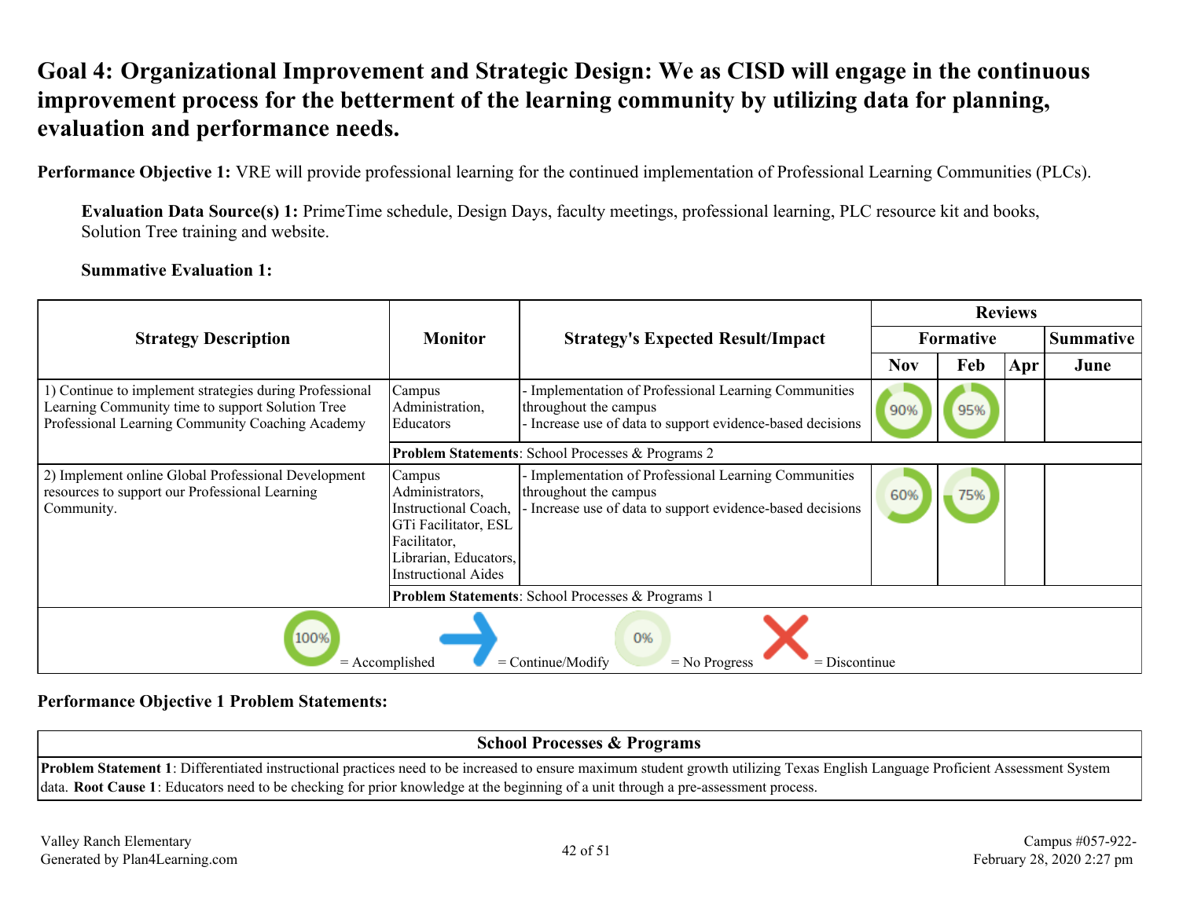# Goal 4: Organizational Improvement and Strategic Design: We as CISD will engage in the continuous improvement process for the betterment of the learning community by utilizing data for planning, evaluation and performance needs.

**Performance Objective 1:** VRE will provide professional learning for the continued implementation of Professional Learning Communities (PLCs).

**Evaluation Data Source(s) 1:** PrimeTime schedule, Design Days, faculty meetings, professional learning, PLC resource kit and books, Solution Tree training and website.

**Summative Evaluation 1:**

| Strategy Description | Monitor | Strategy's Expected Result/Impact | Reviews | | | |
|---|---|---|---|---|---|---|
| | | | Formative | | | Summative |
| | | | Nov | Feb | Apr | June |
| 1) Continue to implement strategies during Professional Learning Community time to support Solution Tree Professional Learning Community Coaching Academy | Campus Administration, Educators | - Implementation of Professional Learning Communities throughout the campus<br>- Increase use of data to support evidence-based decisions | 90% | 95% | | |
| | **Problem Statements**: School Processes & Programs 2 | | | | | |
| 2) Implement online Global Professional Development resources to support our Professional Learning Community. | Campus Administrators, Instructional Coach, GTi Facilitator, ESL Facilitator, Librarian, Educators, Instructional Aides | - Implementation of Professional Learning Communities throughout the campus<br>- Increase use of data to support evidence-based decisions | 60% | 75% | | |
| | **Problem Statements**: School Processes & Programs 1 | | | | | |

100% = Accomplished → = Continue/Modify 0% = No Progress X = Discontinue

**Performance Objective 1 Problem Statements:**

| School Processes & Programs |
|---|
| **Problem Statement 1**: Differentiated instructional practices need to be increased to ensure maximum student growth utilizing Texas English Language Proficient Assessment System data. **Root Cause 1**: Educators need to be checking for prior knowledge at the beginning of a unit through a pre-assessment process. |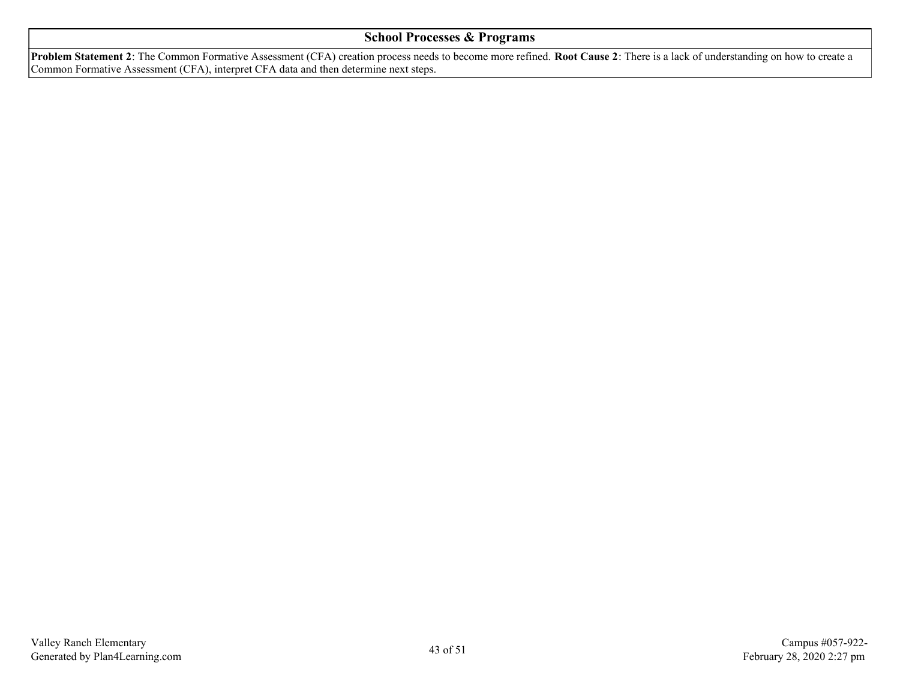| School Processes & Programs |
| --- |
| **Problem Statement 2**: The Common Formative Assessment (CFA) creation process needs to become more refined. **Root Cause 2**: There is a lack of understanding on how to create a Common Formative Assessment (CFA), interpret CFA data and then determine next steps. |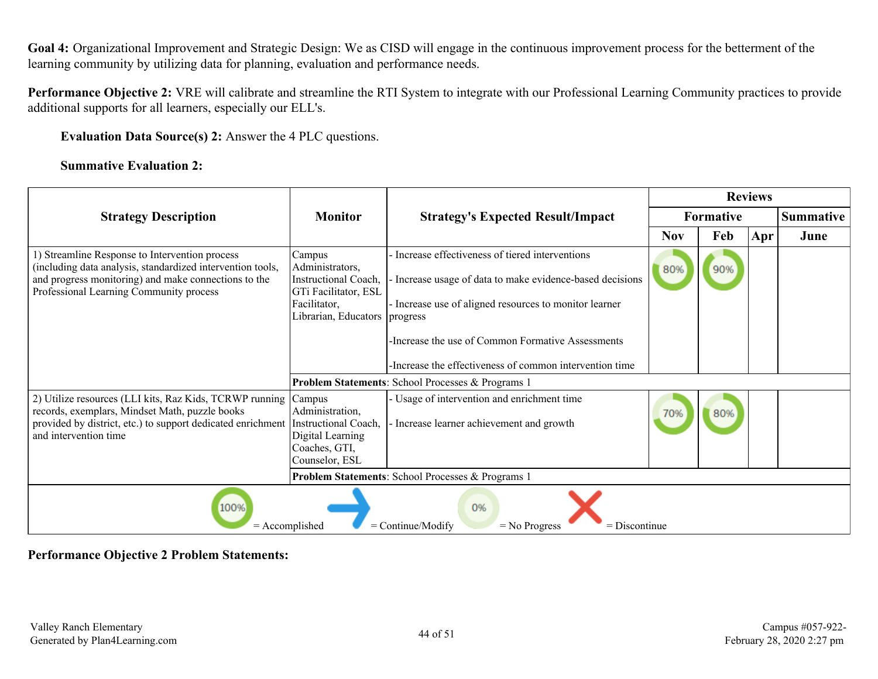**Goal 4:** Organizational Improvement and Strategic Design: We as CISD will engage in the continuous improvement process for the betterment of the learning community by utilizing data for planning, evaluation and performance needs.

**Performance Objective 2:** VRE will calibrate and streamline the RTI System to integrate with our Professional Learning Community practices to provide additional supports for all learners, especially our ELL's.

**Evaluation Data Source(s) 2:** Answer the 4 PLC questions.

**Summative Evaluation 2:**

| Strategy Description | Monitor | Strategy's Expected Result/Impact | Reviews | | | |
|---|---|---|---|---|---|---|
| | | | Formative | | | Summative |
| | | | Nov | Feb | Apr | June |
| 1) Streamline Response to Intervention process (including data analysis, standardized intervention tools, and progress monitoring) and make connections to the Professional Learning Community process | Campus Administrators, Instructional Coach, GTi Facilitator, ESL Facilitator, Librarian, Educators | - Increase effectiveness of tiered interventions<br>- Increase usage of data to make evidence-based decisions<br>- Increase use of aligned resources to monitor learner progress<br>-Increase the use of Common Formative Assessments<br>-Increase the effectiveness of common intervention time | 80% | 90% | | |
| | **Problem Statements**: School Processes & Programs 1 | | | | | |
| 2) Utilize resources (LLI kits, Raz Kids, TCRWP running records, exemplars, Mindset Math, puzzle books provided by district, etc.) to support dedicated enrichment and intervention time | Campus Administration, Instructional Coach, Digital Learning Coaches, GTI, Counselor, ESL | - Usage of intervention and enrichment time<br>- Increase learner achievement and growth | 70% | 80% | | |
| | **Problem Statements**: School Processes & Programs 1 | | | | | |

100% = Accomplished → = Continue/Modify 0% = No Progress ✕ = Discontinue

**Performance Objective 2 Problem Statements:**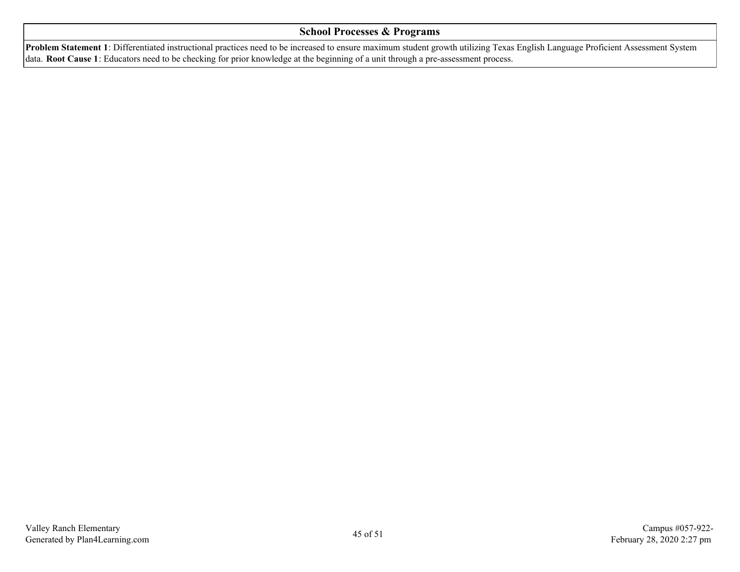## School Processes & Programs

**Problem Statement 1**: Differentiated instructional practices need to be increased to ensure maximum student growth utilizing Texas English Language Proficient Assessment System data. **Root Cause 1**: Educators need to be checking for prior knowledge at the beginning of a unit through a pre-assessment process.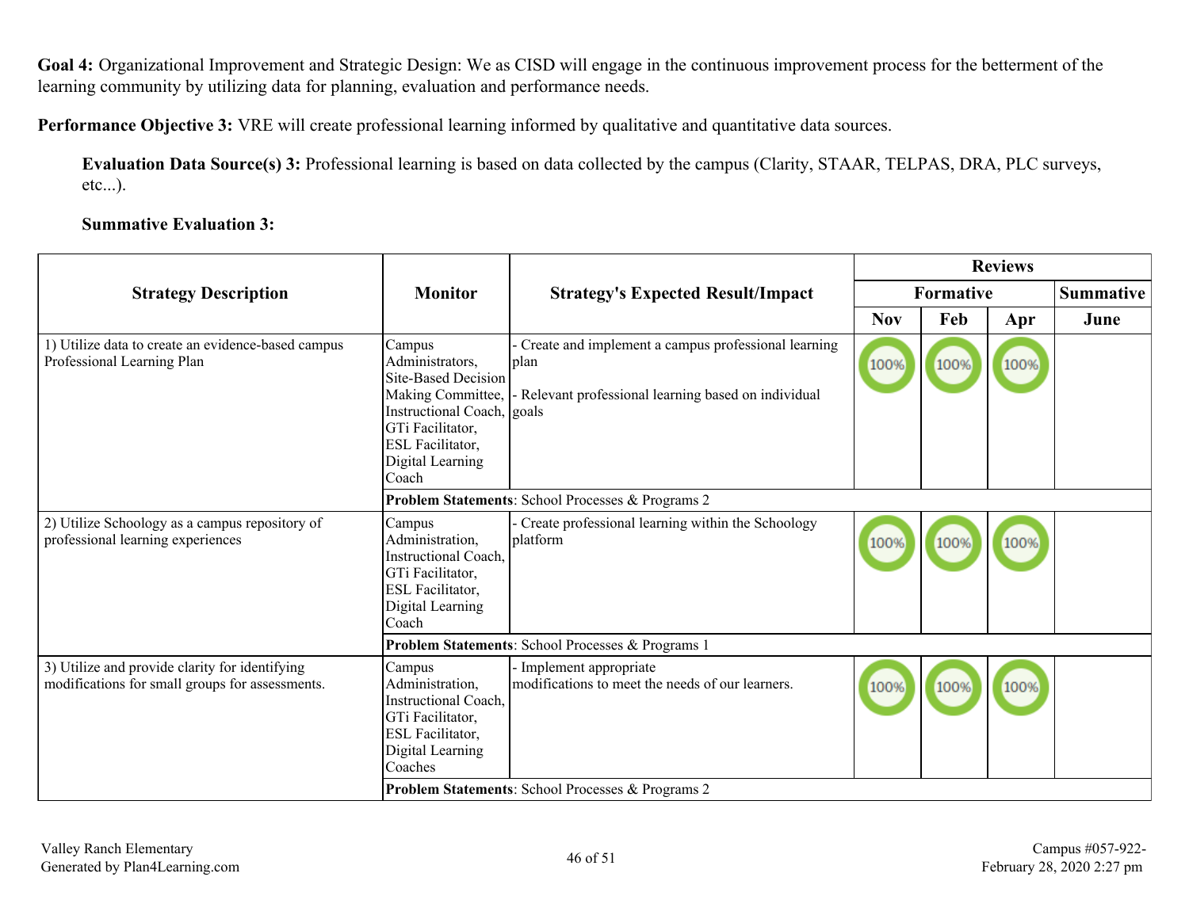**Goal 4:** Organizational Improvement and Strategic Design: We as CISD will engage in the continuous improvement process for the betterment of the learning community by utilizing data for planning, evaluation and performance needs.

**Performance Objective 3:** VRE will create professional learning informed by qualitative and quantitative data sources.

**Evaluation Data Source(s) 3:** Professional learning is based on data collected by the campus (Clarity, STAAR, TELPAS, DRA, PLC surveys, etc...).

**Summative Evaluation 3:**

| Strategy Description | Monitor | Strategy's Expected Result/Impact | Reviews | | | |
|---|---|---|---|---|---|---|
| | | | Formative | | | Summative |
| | | | Nov | Feb | Apr | June |
| 1) Utilize data to create an evidence-based campus Professional Learning Plan | Campus Administrators, Site-Based Decision Making Committee, Instructional Coach, GTi Facilitator, ESL Facilitator, Digital Learning Coach | - Create and implement a campus professional learning plan<br><br>- Relevant professional learning based on individual goals | 100% | 100% | 100% | |
| | **Problem Statements**: School Processes & Programs 2 | | | | | |
| 2) Utilize Schoology as a campus repository of professional learning experiences | Campus Administration, Instructional Coach, GTi Facilitator, ESL Facilitator, Digital Learning Coach | - Create professional learning within the Schoology platform | 100% | 100% | 100% | |
| | **Problem Statements**: School Processes & Programs 1 | | | | | |
| 3) Utilize and provide clarity for identifying modifications for small groups for assessments. | Campus Administration, Instructional Coach, GTi Facilitator, ESL Facilitator, Digital Learning Coaches | - Implement appropriate modifications to meet the needs of our learners. | 100% | 100% | 100% | |
| | **Problem Statements**: School Processes & Programs 2 | | | | | |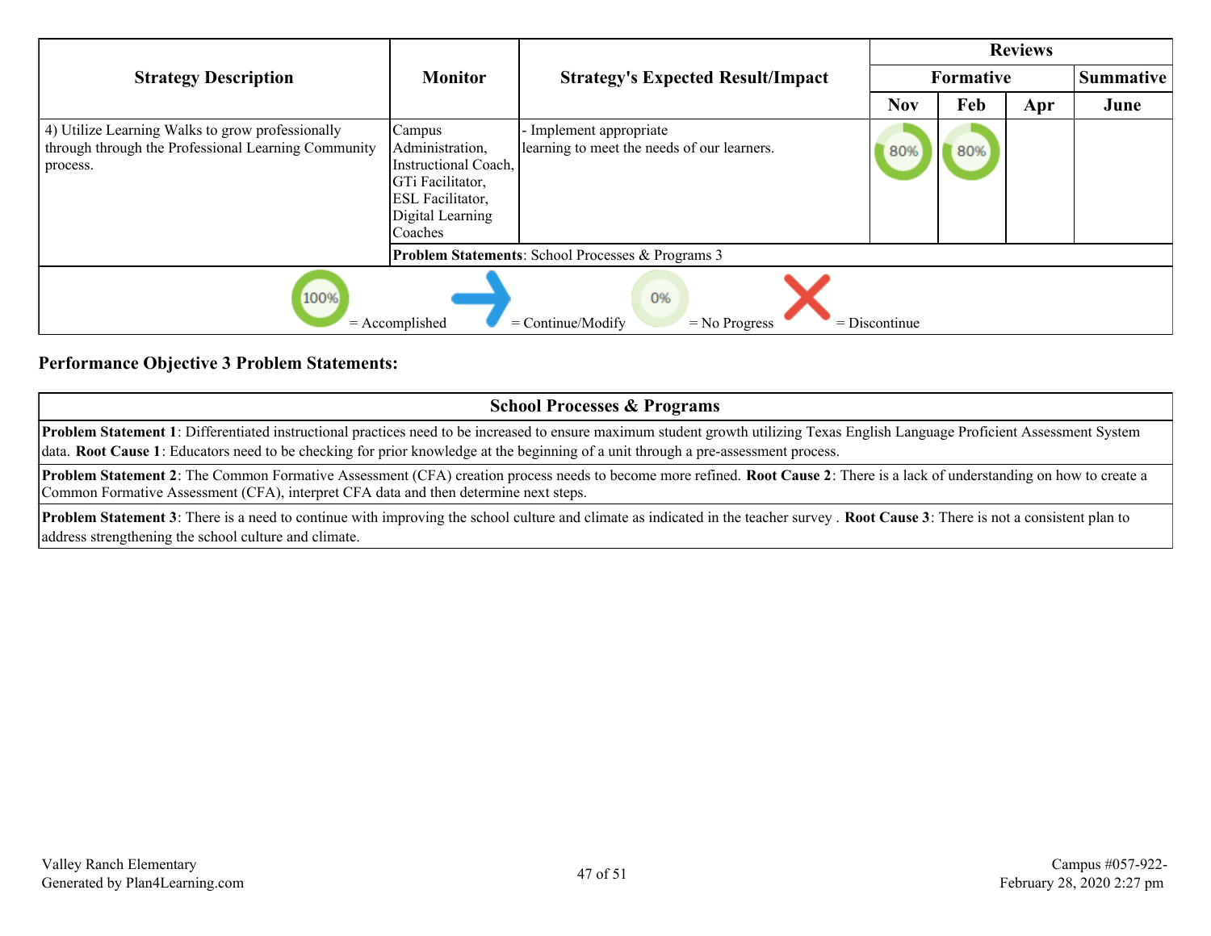| Strategy Description | Monitor | Strategy's Expected Result/Impact | Reviews | | | |
|---|---|---|---|---|---|---|
| | | | Formative | | | Summative |
| | | | Nov | Feb | Apr | June |
| 4) Utilize Learning Walks to grow professionally through through the Professional Learning Community process. | Campus Administration, Instructional Coach, GTi Facilitator, ESL Facilitator, Digital Learning Coaches | - Implement appropriate learning to meet the needs of our learners. | 80% | 80% | | |
| | **Problem Statements**: School Processes & Programs 3 | | | | | |

100% = Accomplished → = Continue/Modify 0% = No Progress X = Discontinue

## Performance Objective 3 Problem Statements:

| School Processes & Programs |
|---|
| **Problem Statement 1**: Differentiated instructional practices need to be increased to ensure maximum student growth utilizing Texas English Language Proficient Assessment System data. **Root Cause 1**: Educators need to be checking for prior knowledge at the beginning of a unit through a pre-assessment process. |
| **Problem Statement 2**: The Common Formative Assessment (CFA) creation process needs to become more refined. **Root Cause 2**: There is a lack of understanding on how to create a Common Formative Assessment (CFA), interpret CFA data and then determine next steps. |
| **Problem Statement 3**: There is a need to continue with improving the school culture and climate as indicated in the teacher survey . **Root Cause 3**: There is not a consistent plan to address strengthening the school culture and climate. |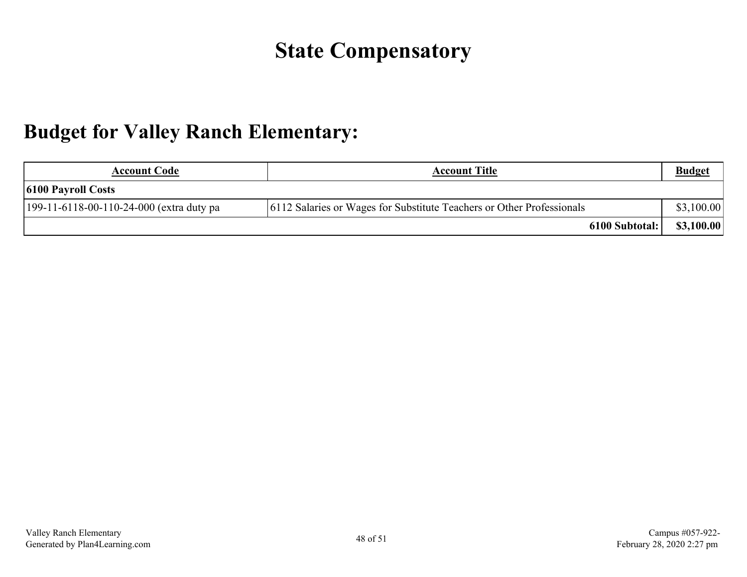# State Compensatory

## Budget for Valley Ranch Elementary:

| Account Code | Account Title | Budget |
|---|---|---|
| **6100 Payroll Costs** | | |
| 199-11-6118-00-110-24-000 (extra duty pa | 6112 Salaries or Wages for Substitute Teachers or Other Professionals | $3,100.00 |
| | **6100 Subtotal:** | **$3,100.00** |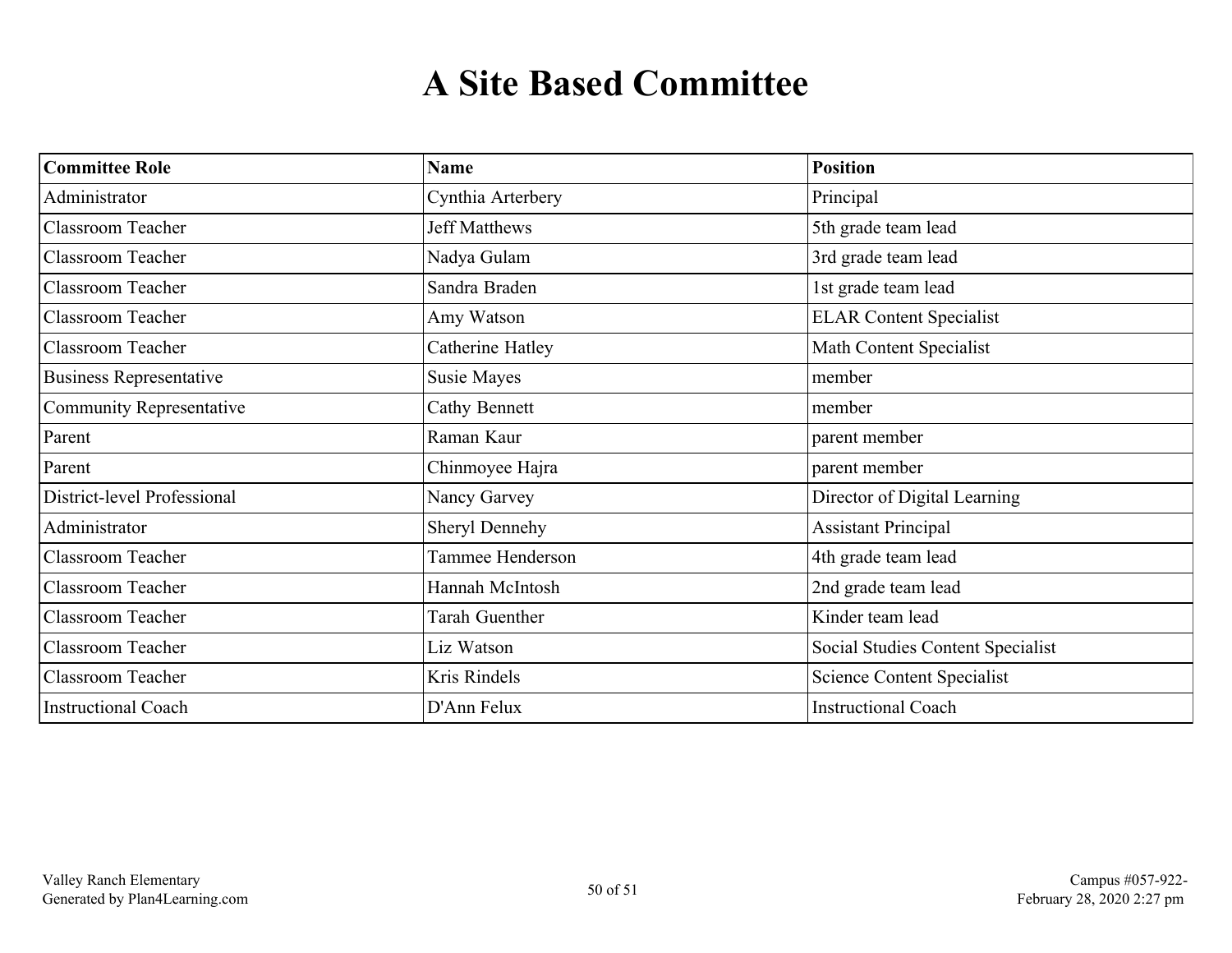# A Site Based Committee

| Committee Role | Name | Position |
| --- | --- | --- |
| Administrator | Cynthia Arterbery | Principal |
| Classroom Teacher | Jeff Matthews | 5th grade team lead |
| Classroom Teacher | Nadya Gulam | 3rd grade team lead |
| Classroom Teacher | Sandra Braden | 1st grade team lead |
| Classroom Teacher | Amy Watson | ELAR Content Specialist |
| Classroom Teacher | Catherine Hatley | Math Content Specialist |
| Business Representative | Susie Mayes | member |
| Community Representative | Cathy Bennett | member |
| Parent | Raman Kaur | parent member |
| Parent | Chinmoyee Hajra | parent member |
| District-level Professional | Nancy Garvey | Director of Digital Learning |
| Administrator | Sheryl Dennehy | Assistant Principal |
| Classroom Teacher | Tammee Henderson | 4th grade team lead |
| Classroom Teacher | Hannah McIntosh | 2nd grade team lead |
| Classroom Teacher | Tarah Guenther | Kinder team lead |
| Classroom Teacher | Liz Watson | Social Studies Content Specialist |
| Classroom Teacher | Kris Rindels | Science Content Specialist |
| Instructional Coach | D'Ann Felux | Instructional Coach |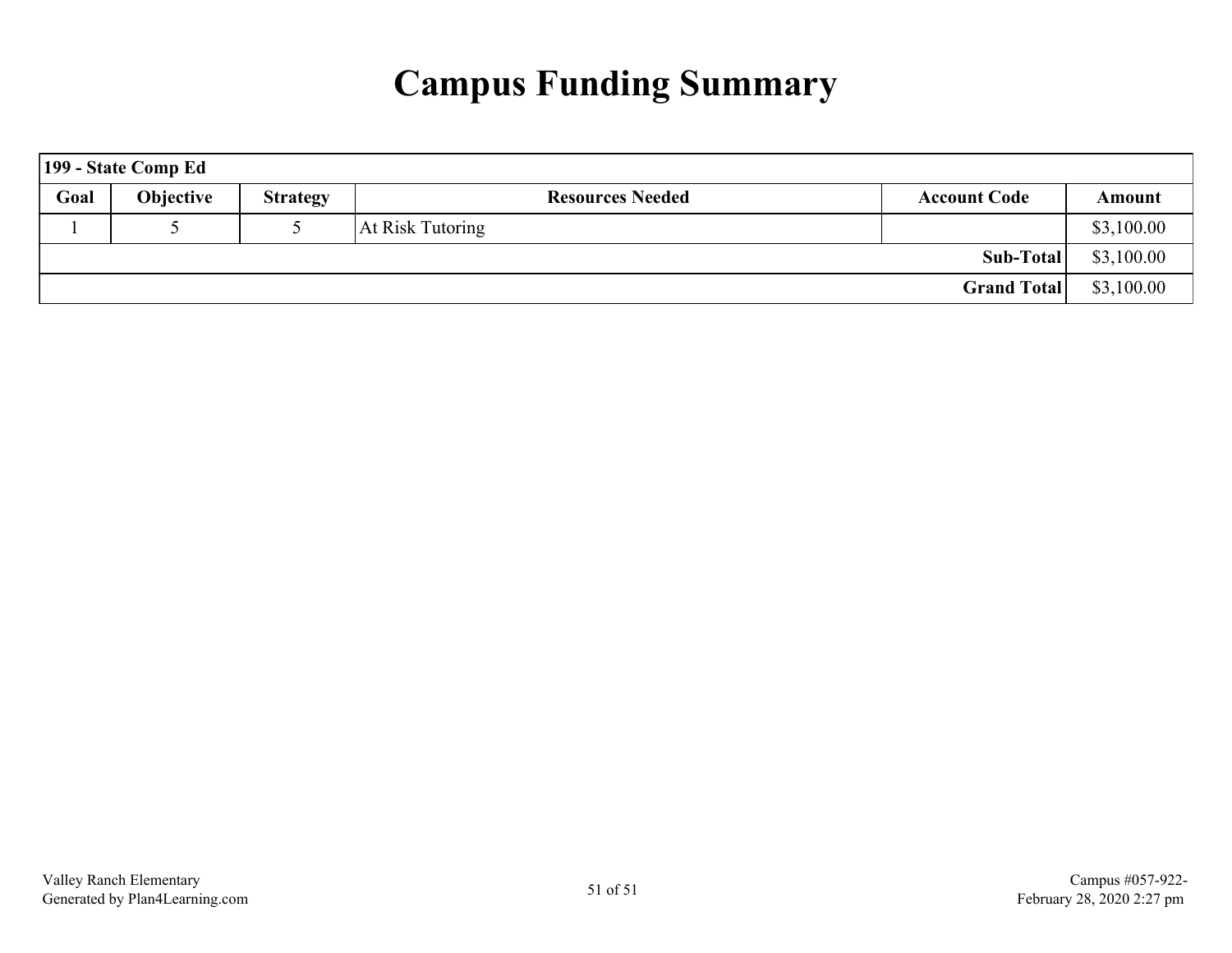# Campus Funding Summary

| 199 - State Comp Ed | | | | | |
|---|---|---|---|---|---|
| **Goal** | **Objective** | **Strategy** | **Resources Needed** | **Account Code** | **Amount** |
| 1 | 5 | 5 | At Risk Tutoring | | $3,100.00 |
| | | | | **Sub-Total** | $3,100.00 |
| | | | | **Grand Total** | $3,100.00 |